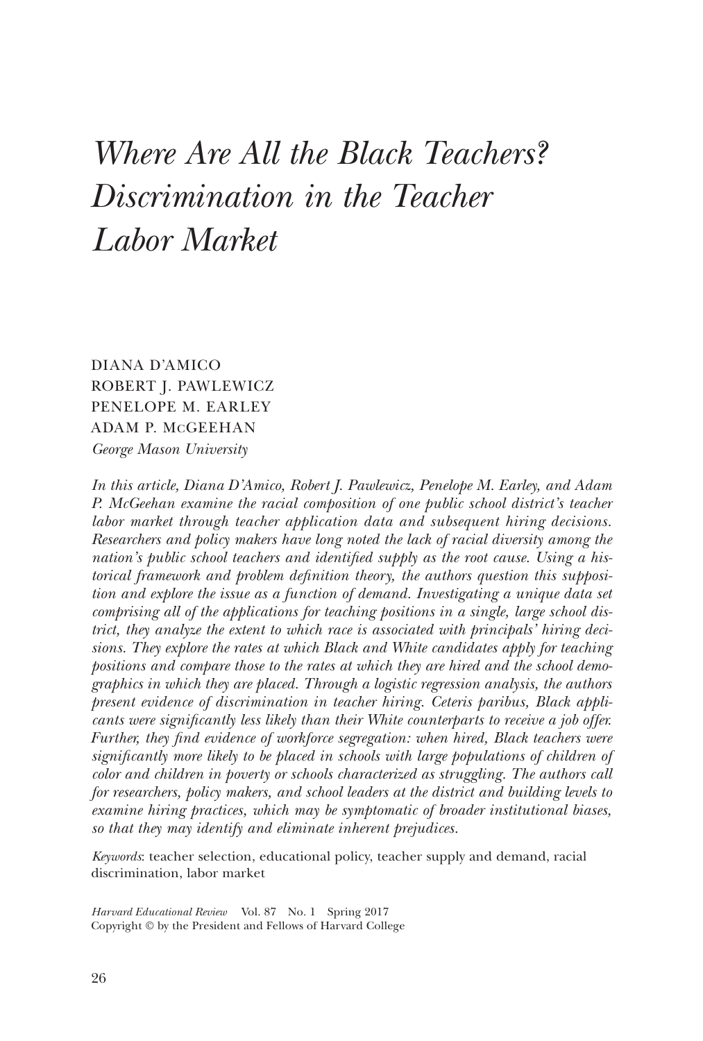# *Where Are All the Black Teachers? Discrimination in the Teacher Labor Market*

DIANA D'AMICO
ROBERT J. PAWLEWICZ
PENELOPE M. EARLEY
ADAM P. MCGEEHAN
*George Mason University*

*In this article, Diana D'Amico, Robert J. Pawlewicz, Penelope M. Earley, and Adam P. McGeehan examine the racial composition of one public school district's teacher labor market through teacher application data and subsequent hiring decisions. Researchers and policy makers have long noted the lack of racial diversity among the nation's public school teachers and identified supply as the root cause. Using a historical framework and problem definition theory, the authors question this supposition and explore the issue as a function of demand. Investigating a unique data set comprising all of the applications for teaching positions in a single, large school district, they analyze the extent to which race is associated with principals' hiring decisions. They explore the rates at which Black and White candidates apply for teaching positions and compare those to the rates at which they are hired and the school demographics in which they are placed. Through a logistic regression analysis, the authors present evidence of discrimination in teacher hiring. Ceteris paribus, Black applicants were significantly less likely than their White counterparts to receive a job offer. Further, they find evidence of workforce segregation: when hired, Black teachers were significantly more likely to be placed in schools with large populations of children of color and children in poverty or schools characterized as struggling. The authors call for researchers, policy makers, and school leaders at the district and building levels to examine hiring practices, which may be symptomatic of broader institutional biases, so that they may identify and eliminate inherent prejudices.*

*Keywords*: teacher selection, educational policy, teacher supply and demand, racial discrimination, labor market

*Harvard Educational Review* Vol. 87 No. 1 Spring 2017
Copyright © by the President and Fellows of Harvard College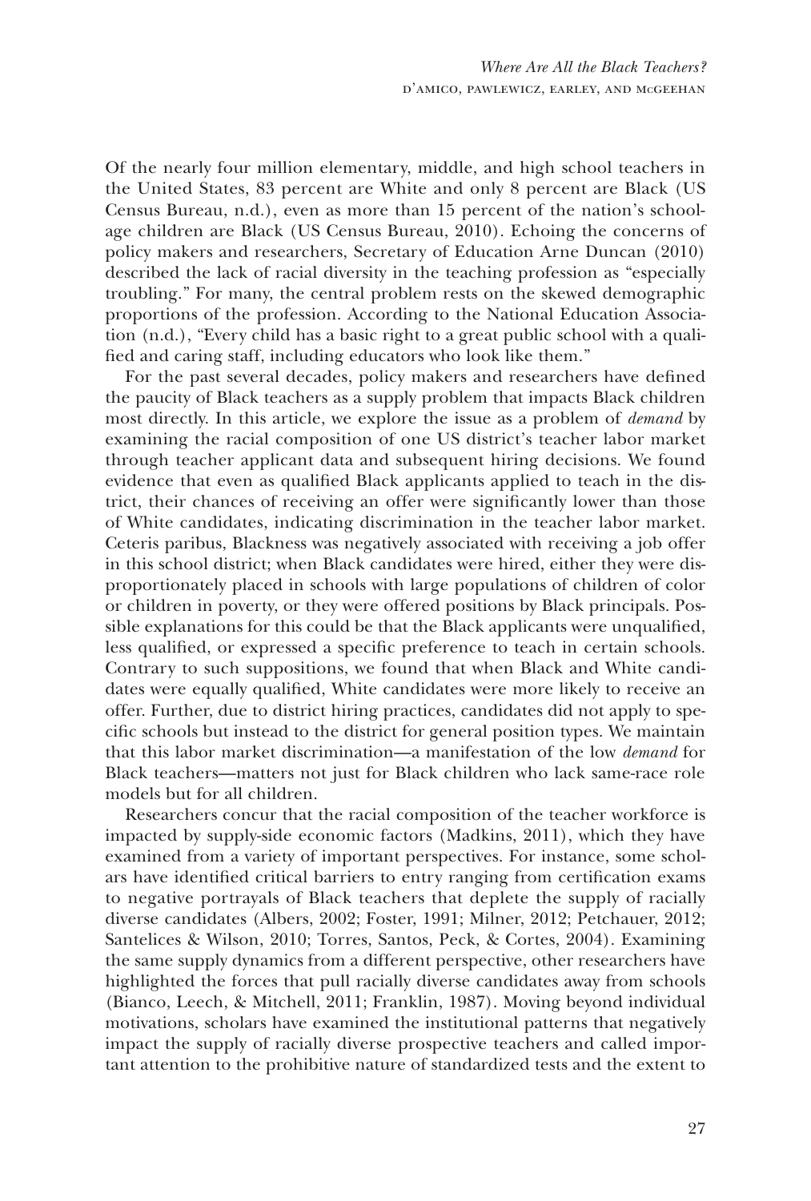Of the nearly four million elementary, middle, and high school teachers in the United States, 83 percent are White and only 8 percent are Black (US Census Bureau, n.d.), even as more than 15 percent of the nation's school-age children are Black (US Census Bureau, 2010). Echoing the concerns of policy makers and researchers, Secretary of Education Arne Duncan (2010) described the lack of racial diversity in the teaching profession as "especially troubling." For many, the central problem rests on the skewed demographic proportions of the profession. According to the National Education Association (n.d.), "Every child has a basic right to a great public school with a qualified and caring staff, including educators who look like them."

For the past several decades, policy makers and researchers have defined the paucity of Black teachers as a supply problem that impacts Black children most directly. In this article, we explore the issue as a problem of *demand* by examining the racial composition of one US district's teacher labor market through teacher applicant data and subsequent hiring decisions. We found evidence that even as qualified Black applicants applied to teach in the district, their chances of receiving an offer were significantly lower than those of White candidates, indicating discrimination in the teacher labor market. Ceteris paribus, Blackness was negatively associated with receiving a job offer in this school district; when Black candidates were hired, either they were disproportionately placed in schools with large populations of children of color or children in poverty, or they were offered positions by Black principals. Possible explanations for this could be that the Black applicants were unqualified, less qualified, or expressed a specific preference to teach in certain schools. Contrary to such suppositions, we found that when Black and White candidates were equally qualified, White candidates were more likely to receive an offer. Further, due to district hiring practices, candidates did not apply to specific schools but instead to the district for general position types. We maintain that this labor market discrimination—a manifestation of the low *demand* for Black teachers—matters not just for Black children who lack same-race role models but for all children.

Researchers concur that the racial composition of the teacher workforce is impacted by supply-side economic factors (Madkins, 2011), which they have examined from a variety of important perspectives. For instance, some scholars have identified critical barriers to entry ranging from certification exams to negative portrayals of Black teachers that deplete the supply of racially diverse candidates (Albers, 2002; Foster, 1991; Milner, 2012; Petchauer, 2012; Santelices & Wilson, 2010; Torres, Santos, Peck, & Cortes, 2004). Examining the same supply dynamics from a different perspective, other researchers have highlighted the forces that pull racially diverse candidates away from schools (Bianco, Leech, & Mitchell, 2011; Franklin, 1987). Moving beyond individual motivations, scholars have examined the institutional patterns that negatively impact the supply of racially diverse prospective teachers and called important attention to the prohibitive nature of standardized tests and the extent to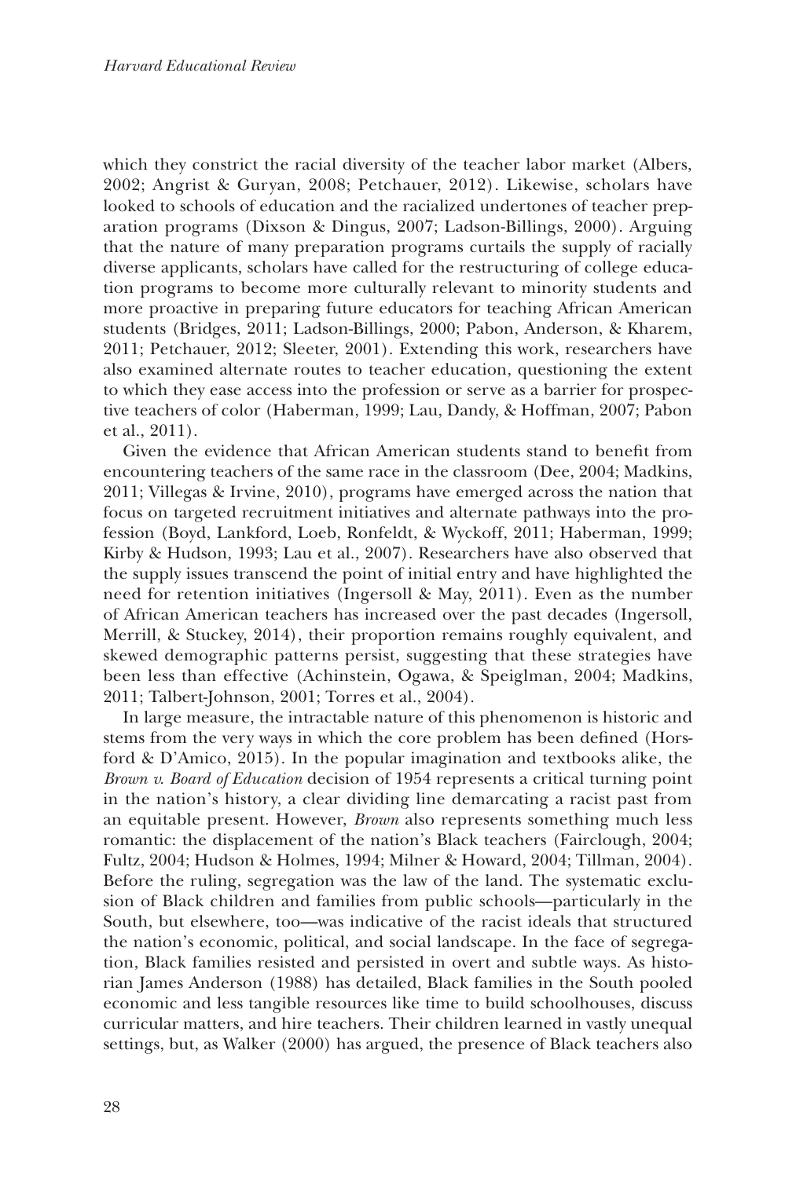which they constrict the racial diversity of the teacher labor market (Albers, 2002; Angrist & Guryan, 2008; Petchauer, 2012). Likewise, scholars have looked to schools of education and the racialized undertones of teacher preparation programs (Dixson & Dingus, 2007; Ladson-Billings, 2000). Arguing that the nature of many preparation programs curtails the supply of racially diverse applicants, scholars have called for the restructuring of college education programs to become more culturally relevant to minority students and more proactive in preparing future educators for teaching African American students (Bridges, 2011; Ladson-Billings, 2000; Pabon, Anderson, & Kharem, 2011; Petchauer, 2012; Sleeter, 2001). Extending this work, researchers have also examined alternate routes to teacher education, questioning the extent to which they ease access into the profession or serve as a barrier for prospective teachers of color (Haberman, 1999; Lau, Dandy, & Hoffman, 2007; Pabon et al., 2011).

Given the evidence that African American students stand to benefit from encountering teachers of the same race in the classroom (Dee, 2004; Madkins, 2011; Villegas & Irvine, 2010), programs have emerged across the nation that focus on targeted recruitment initiatives and alternate pathways into the profession (Boyd, Lankford, Loeb, Ronfeldt, & Wyckoff, 2011; Haberman, 1999; Kirby & Hudson, 1993; Lau et al., 2007). Researchers have also observed that the supply issues transcend the point of initial entry and have highlighted the need for retention initiatives (Ingersoll & May, 2011). Even as the number of African American teachers has increased over the past decades (Ingersoll, Merrill, & Stuckey, 2014), their proportion remains roughly equivalent, and skewed demographic patterns persist, suggesting that these strategies have been less than effective (Achinstein, Ogawa, & Speiglman, 2004; Madkins, 2011; Talbert-Johnson, 2001; Torres et al., 2004).

In large measure, the intractable nature of this phenomenon is historic and stems from the very ways in which the core problem has been defined (Horsford & D'Amico, 2015). In the popular imagination and textbooks alike, the *Brown v. Board of Education* decision of 1954 represents a critical turning point in the nation's history, a clear dividing line demarcating a racist past from an equitable present. However, *Brown* also represents something much less romantic: the displacement of the nation's Black teachers (Fairclough, 2004; Fultz, 2004; Hudson & Holmes, 1994; Milner & Howard, 2004; Tillman, 2004). Before the ruling, segregation was the law of the land. The systematic exclusion of Black children and families from public schools—particularly in the South, but elsewhere, too—was indicative of the racist ideals that structured the nation's economic, political, and social landscape. In the face of segregation, Black families resisted and persisted in overt and subtle ways. As historian James Anderson (1988) has detailed, Black families in the South pooled economic and less tangible resources like time to build schoolhouses, discuss curricular matters, and hire teachers. Their children learned in vastly unequal settings, but, as Walker (2000) has argued, the presence of Black teachers also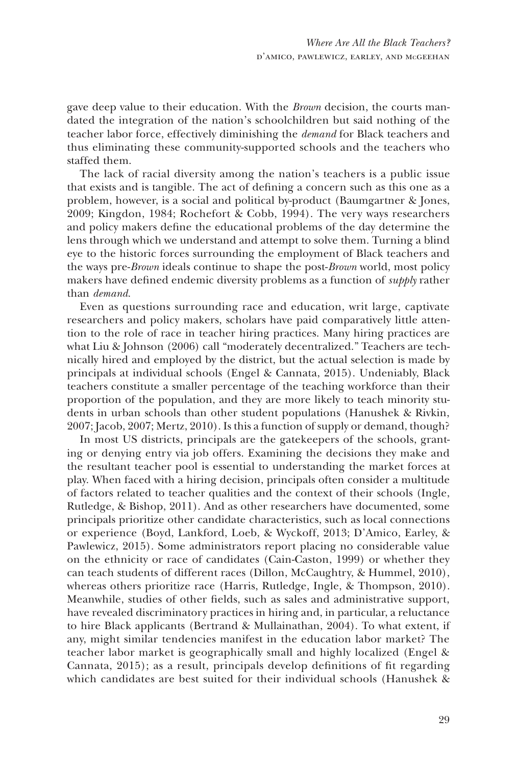gave deep value to their education. With the *Brown* decision, the courts mandated the integration of the nation's schoolchildren but said nothing of the teacher labor force, effectively diminishing the *demand* for Black teachers and thus eliminating these community-supported schools and the teachers who staffed them.

The lack of racial diversity among the nation's teachers is a public issue that exists and is tangible. The act of defining a concern such as this one as a problem, however, is a social and political by-product (Baumgartner & Jones, 2009; Kingdon, 1984; Rochefort & Cobb, 1994). The very ways researchers and policy makers define the educational problems of the day determine the lens through which we understand and attempt to solve them. Turning a blind eye to the historic forces surrounding the employment of Black teachers and the ways pre-*Brown* ideals continue to shape the post-*Brown* world, most policy makers have defined endemic diversity problems as a function of *supply* rather than *demand*.

Even as questions surrounding race and education, writ large, captivate researchers and policy makers, scholars have paid comparatively little attention to the role of race in teacher hiring practices. Many hiring practices are what Liu & Johnson (2006) call "moderately decentralized." Teachers are technically hired and employed by the district, but the actual selection is made by principals at individual schools (Engel & Cannata, 2015). Undeniably, Black teachers constitute a smaller percentage of the teaching workforce than their proportion of the population, and they are more likely to teach minority students in urban schools than other student populations (Hanushek & Rivkin, 2007; Jacob, 2007; Mertz, 2010). Is this a function of supply or demand, though?

In most US districts, principals are the gatekeepers of the schools, granting or denying entry via job offers. Examining the decisions they make and the resultant teacher pool is essential to understanding the market forces at play. When faced with a hiring decision, principals often consider a multitude of factors related to teacher qualities and the context of their schools (Ingle, Rutledge, & Bishop, 2011). And as other researchers have documented, some principals prioritize other candidate characteristics, such as local connections or experience (Boyd, Lankford, Loeb, & Wyckoff, 2013; D'Amico, Earley, & Pawlewicz, 2015). Some administrators report placing no considerable value on the ethnicity or race of candidates (Cain-Caston, 1999) or whether they can teach students of different races (Dillon, McCaughtry, & Hummel, 2010), whereas others prioritize race (Harris, Rutledge, Ingle, & Thompson, 2010). Meanwhile, studies of other fields, such as sales and administrative support, have revealed discriminatory practices in hiring and, in particular, a reluctance to hire Black applicants (Bertrand & Mullainathan, 2004). To what extent, if any, might similar tendencies manifest in the education labor market? The teacher labor market is geographically small and highly localized (Engel & Cannata, 2015); as a result, principals develop definitions of fit regarding which candidates are best suited for their individual schools (Hanushek &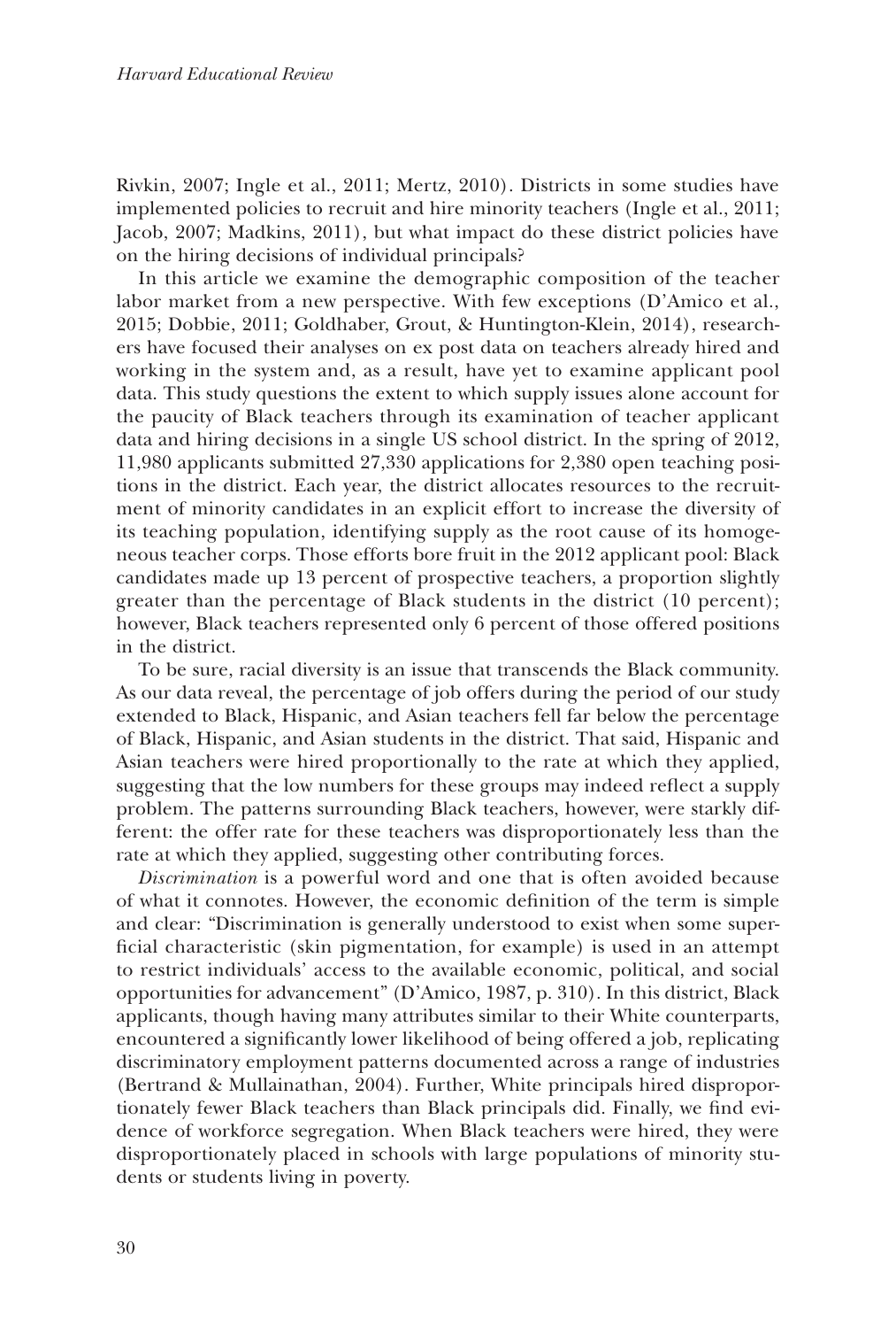Rivkin, 2007; Ingle et al., 2011; Mertz, 2010). Districts in some studies have implemented policies to recruit and hire minority teachers (Ingle et al., 2011; Jacob, 2007; Madkins, 2011), but what impact do these district policies have on the hiring decisions of individual principals?

In this article we examine the demographic composition of the teacher labor market from a new perspective. With few exceptions (D'Amico et al., 2015; Dobbie, 2011; Goldhaber, Grout, & Huntington-Klein, 2014), researchers have focused their analyses on ex post data on teachers already hired and working in the system and, as a result, have yet to examine applicant pool data. This study questions the extent to which supply issues alone account for the paucity of Black teachers through its examination of teacher applicant data and hiring decisions in a single US school district. In the spring of 2012, 11,980 applicants submitted 27,330 applications for 2,380 open teaching positions in the district. Each year, the district allocates resources to the recruitment of minority candidates in an explicit effort to increase the diversity of its teaching population, identifying supply as the root cause of its homogeneous teacher corps. Those efforts bore fruit in the 2012 applicant pool: Black candidates made up 13 percent of prospective teachers, a proportion slightly greater than the percentage of Black students in the district (10 percent); however, Black teachers represented only 6 percent of those offered positions in the district.

To be sure, racial diversity is an issue that transcends the Black community. As our data reveal, the percentage of job offers during the period of our study extended to Black, Hispanic, and Asian teachers fell far below the percentage of Black, Hispanic, and Asian students in the district. That said, Hispanic and Asian teachers were hired proportionally to the rate at which they applied, suggesting that the low numbers for these groups may indeed reflect a supply problem. The patterns surrounding Black teachers, however, were starkly different: the offer rate for these teachers was disproportionately less than the rate at which they applied, suggesting other contributing forces.

*Discrimination* is a powerful word and one that is often avoided because of what it connotes. However, the economic definition of the term is simple and clear: "Discrimination is generally understood to exist when some superficial characteristic (skin pigmentation, for example) is used in an attempt to restrict individuals' access to the available economic, political, and social opportunities for advancement" (D'Amico, 1987, p. 310). In this district, Black applicants, though having many attributes similar to their White counterparts, encountered a significantly lower likelihood of being offered a job, replicating discriminatory employment patterns documented across a range of industries (Bertrand & Mullainathan, 2004). Further, White principals hired disproportionately fewer Black teachers than Black principals did. Finally, we find evidence of workforce segregation. When Black teachers were hired, they were disproportionately placed in schools with large populations of minority students or students living in poverty.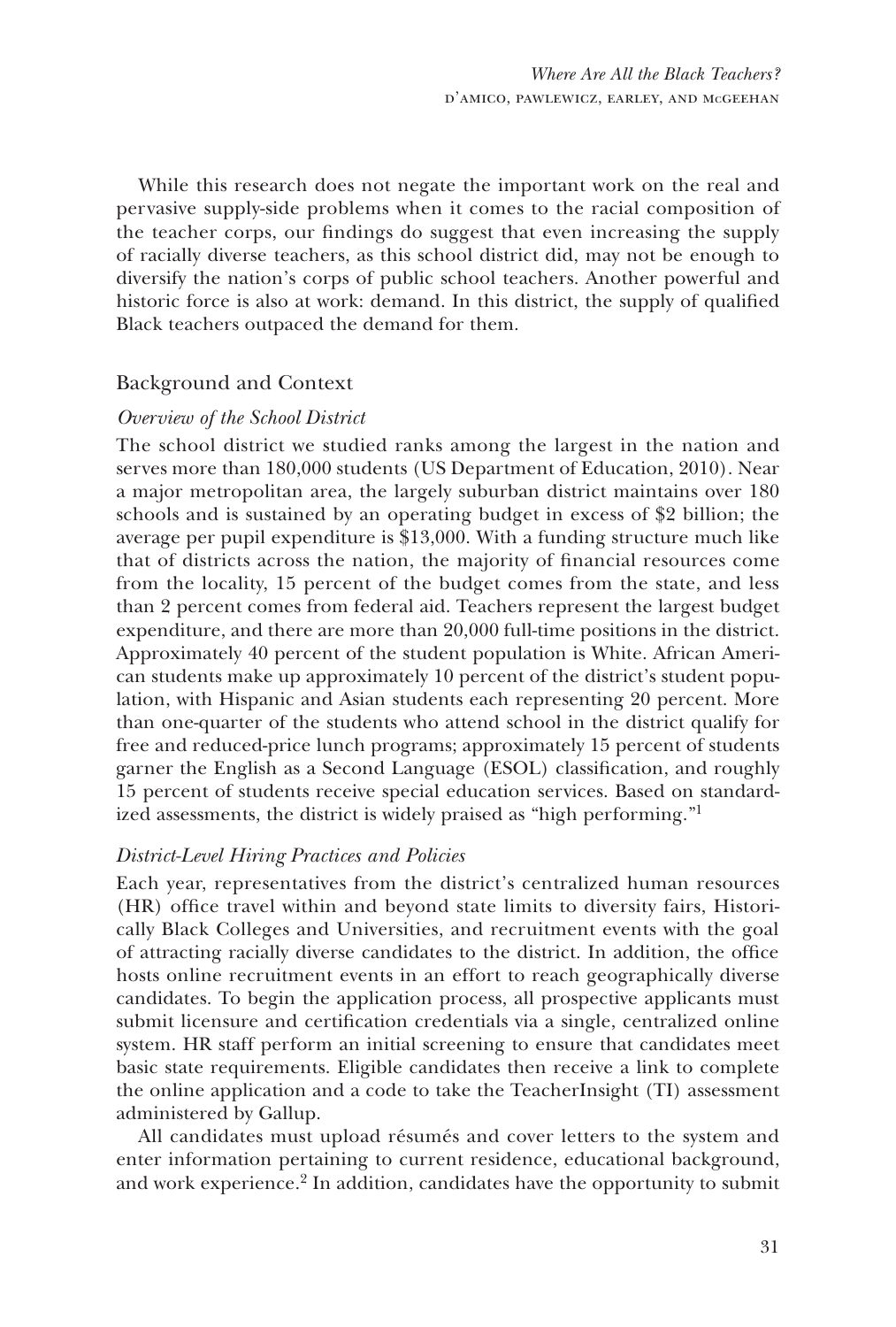While this research does not negate the important work on the real and pervasive supply-side problems when it comes to the racial composition of the teacher corps, our findings do suggest that even increasing the supply of racially diverse teachers, as this school district did, may not be enough to diversify the nation's corps of public school teachers. Another powerful and historic force is also at work: demand. In this district, the supply of qualified Black teachers outpaced the demand for them.

## Background and Context

### *Overview of the School District*

The school district we studied ranks among the largest in the nation and serves more than 180,000 students (US Department of Education, 2010). Near a major metropolitan area, the largely suburban district maintains over 180 schools and is sustained by an operating budget in excess of $2 billion; the average per pupil expenditure is $13,000. With a funding structure much like that of districts across the nation, the majority of financial resources come from the locality, 15 percent of the budget comes from the state, and less than 2 percent comes from federal aid. Teachers represent the largest budget expenditure, and there are more than 20,000 full-time positions in the district. Approximately 40 percent of the student population is White. African American students make up approximately 10 percent of the district's student population, with Hispanic and Asian students each representing 20 percent. More than one-quarter of the students who attend school in the district qualify for free and reduced-price lunch programs; approximately 15 percent of students garner the English as a Second Language (ESOL) classification, and roughly 15 percent of students receive special education services. Based on standardized assessments, the district is widely praised as "high performing."[1]

### *District-Level Hiring Practices and Policies*

Each year, representatives from the district's centralized human resources (HR) office travel within and beyond state limits to diversity fairs, Historically Black Colleges and Universities, and recruitment events with the goal of attracting racially diverse candidates to the district. In addition, the office hosts online recruitment events in an effort to reach geographically diverse candidates. To begin the application process, all prospective applicants must submit licensure and certification credentials via a single, centralized online system. HR staff perform an initial screening to ensure that candidates meet basic state requirements. Eligible candidates then receive a link to complete the online application and a code to take the TeacherInsight (TI) assessment administered by Gallup.

All candidates must upload résumés and cover letters to the system and enter information pertaining to current residence, educational background, and work experience.[2] In addition, candidates have the opportunity to submit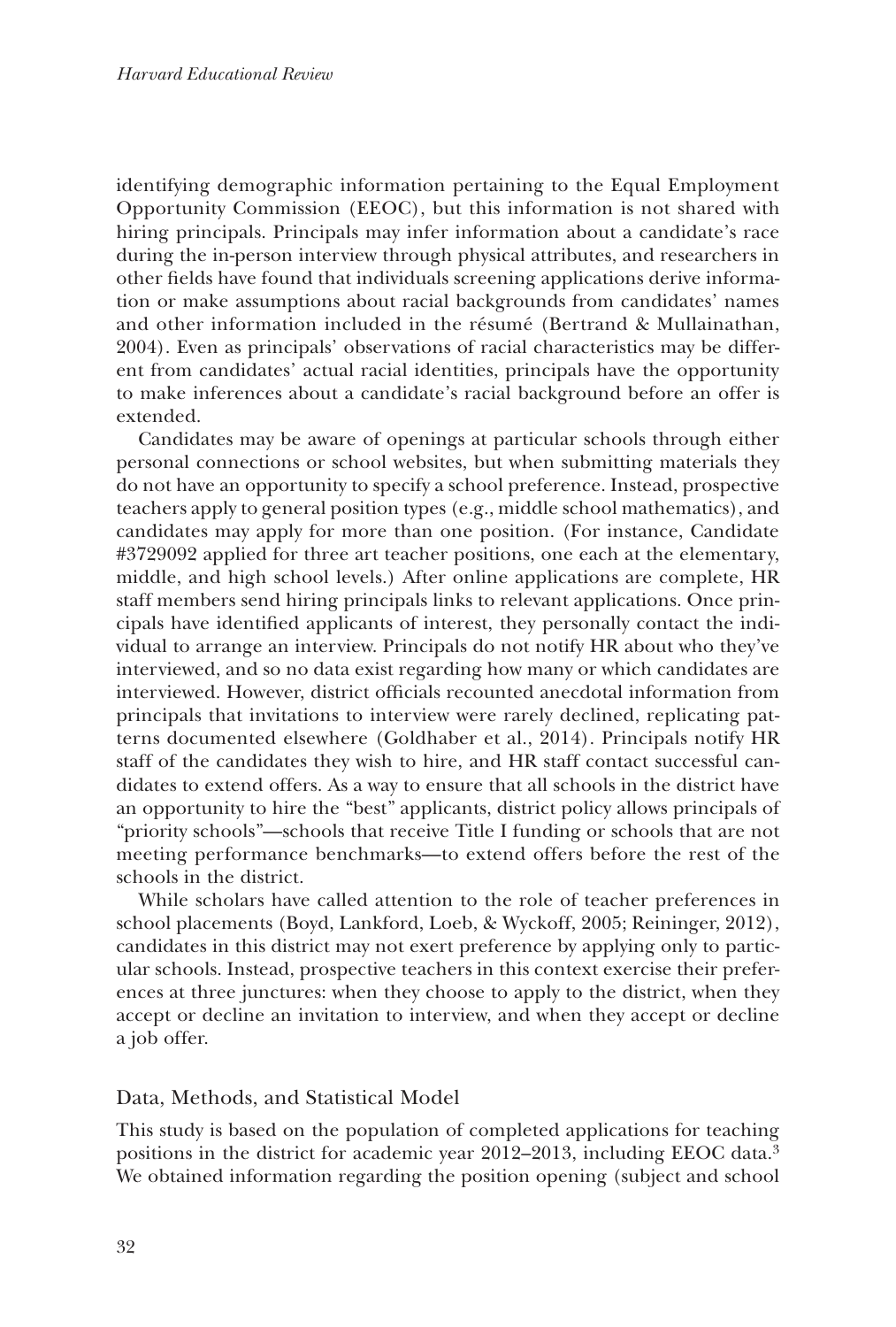identifying demographic information pertaining to the Equal Employment Opportunity Commission (EEOC), but this information is not shared with hiring principals. Principals may infer information about a candidate's race during the in-person interview through physical attributes, and researchers in other fields have found that individuals screening applications derive information or make assumptions about racial backgrounds from candidates' names and other information included in the résumé (Bertrand & Mullainathan, 2004). Even as principals' observations of racial characteristics may be different from candidates' actual racial identities, principals have the opportunity to make inferences about a candidate's racial background before an offer is extended.

Candidates may be aware of openings at particular schools through either personal connections or school websites, but when submitting materials they do not have an opportunity to specify a school preference. Instead, prospective teachers apply to general position types (e.g., middle school mathematics), and candidates may apply for more than one position. (For instance, Candidate #3729092 applied for three art teacher positions, one each at the elementary, middle, and high school levels.) After online applications are complete, HR staff members send hiring principals links to relevant applications. Once principals have identified applicants of interest, they personally contact the individual to arrange an interview. Principals do not notify HR about who they've interviewed, and so no data exist regarding how many or which candidates are interviewed. However, district officials recounted anecdotal information from principals that invitations to interview were rarely declined, replicating patterns documented elsewhere (Goldhaber et al., 2014). Principals notify HR staff of the candidates they wish to hire, and HR staff contact successful candidates to extend offers. As a way to ensure that all schools in the district have an opportunity to hire the "best" applicants, district policy allows principals of "priority schools"—schools that receive Title I funding or schools that are not meeting performance benchmarks—to extend offers before the rest of the schools in the district.

While scholars have called attention to the role of teacher preferences in school placements (Boyd, Lankford, Loeb, & Wyckoff, 2005; Reininger, 2012), candidates in this district may not exert preference by applying only to particular schools. Instead, prospective teachers in this context exercise their preferences at three junctures: when they choose to apply to the district, when they accept or decline an invitation to interview, and when they accept or decline a job offer.

## Data, Methods, and Statistical Model

This study is based on the population of completed applications for teaching positions in the district for academic year 2012–2013, including EEOC data.[3] We obtained information regarding the position opening (subject and school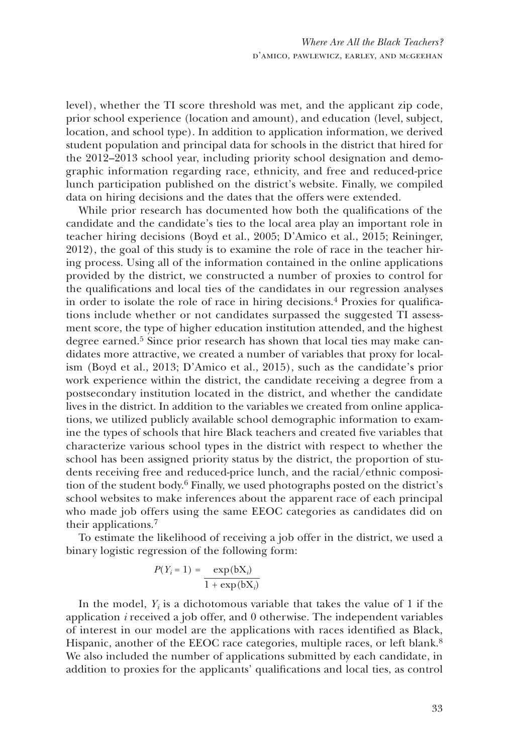level), whether the TI score threshold was met, and the applicant zip code, prior school experience (location and amount), and education (level, subject, location, and school type). In addition to application information, we derived student population and principal data for schools in the district that hired for the 2012–2013 school year, including priority school designation and demographic information regarding race, ethnicity, and free and reduced-price lunch participation published on the district's website. Finally, we compiled data on hiring decisions and the dates that the offers were extended.

While prior research has documented how both the qualifications of the candidate and the candidate's ties to the local area play an important role in teacher hiring decisions (Boyd et al., 2005; D'Amico et al., 2015; Reininger, 2012), the goal of this study is to examine the role of race in the teacher hiring process. Using all of the information contained in the online applications provided by the district, we constructed a number of proxies to control for the qualifications and local ties of the candidates in our regression analyses in order to isolate the role of race in hiring decisions.[4] Proxies for qualifications include whether or not candidates surpassed the suggested TI assessment score, the type of higher education institution attended, and the highest degree earned.[5] Since prior research has shown that local ties may make candidates more attractive, we created a number of variables that proxy for localism (Boyd et al., 2013; D'Amico et al., 2015), such as the candidate's prior work experience within the district, the candidate receiving a degree from a postsecondary institution located in the district, and whether the candidate lives in the district. In addition to the variables we created from online applications, we utilized publicly available school demographic information to examine the types of schools that hire Black teachers and created five variables that characterize various school types in the district with respect to whether the school has been assigned priority status by the district, the proportion of students receiving free and reduced-price lunch, and the racial/ethnic composition of the student body.[6] Finally, we used photographs posted on the district's school websites to make inferences about the apparent race of each principal who made job offers using the same EEOC categories as candidates did on their applications.[7]

To estimate the likelihood of receiving a job offer in the district, we used a binary logistic regression of the following form:

$$P(Y_i = 1) = \frac{\exp(\mathrm{b}X_i)}{1 + \exp(\mathrm{b}X_i)}$$

In the model, $Y_i$ is a dichotomous variable that takes the value of 1 if the application $i$ received a job offer, and 0 otherwise. The independent variables of interest in our model are the applications with races identified as Black, Hispanic, another of the EEOC race categories, multiple races, or left blank.[8] We also included the number of applications submitted by each candidate, in addition to proxies for the applicants' qualifications and local ties, as control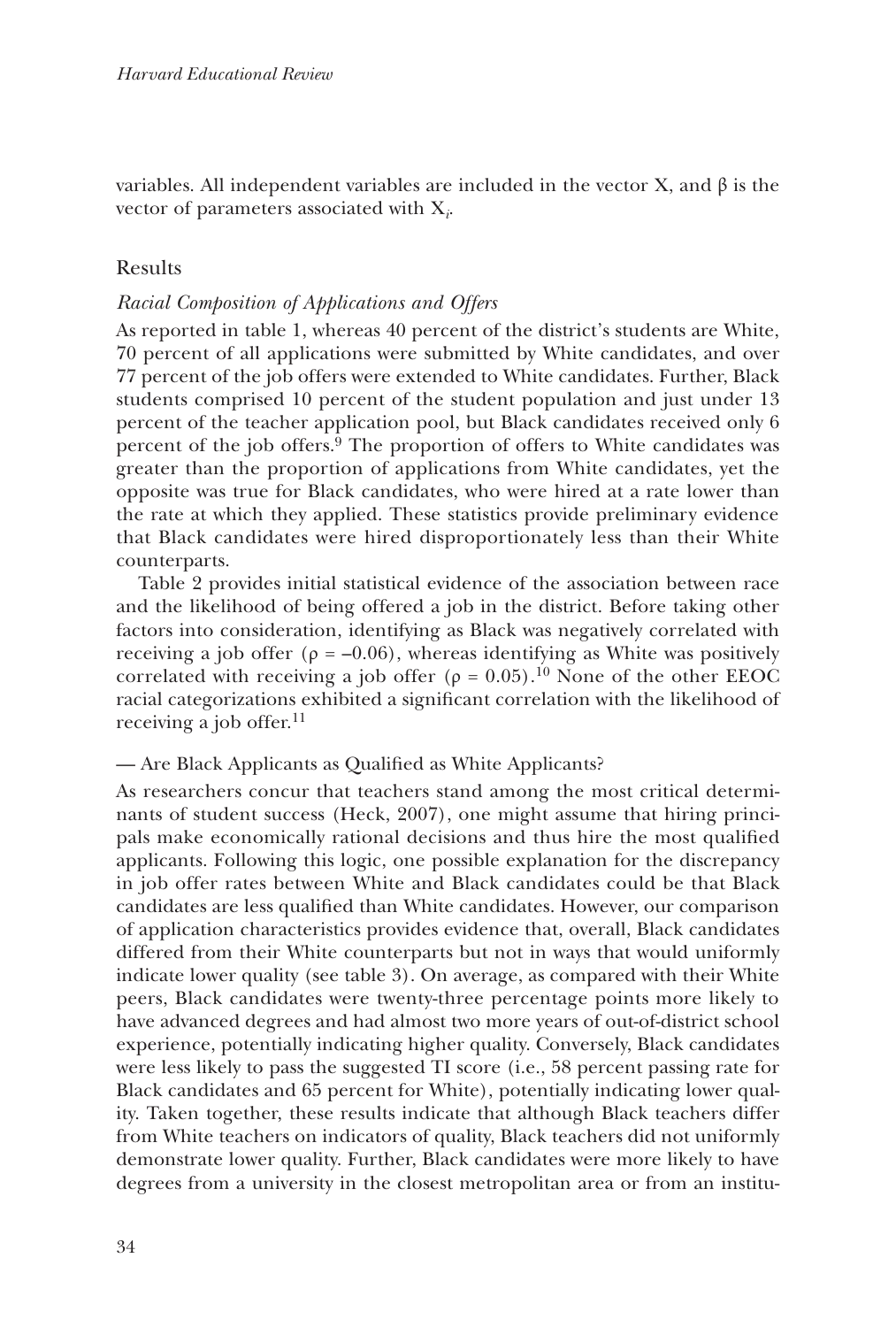variables. All independent variables are included in the vector X, and β is the vector of parameters associated with $X_i$.

## Results

### *Racial Composition of Applications and Offers*

As reported in table 1, whereas 40 percent of the district's students are White, 70 percent of all applications were submitted by White candidates, and over 77 percent of the job offers were extended to White candidates. Further, Black students comprised 10 percent of the student population and just under 13 percent of the teacher application pool, but Black candidates received only 6 percent of the job offers.[9] The proportion of offers to White candidates was greater than the proportion of applications from White candidates, yet the opposite was true for Black candidates, who were hired at a rate lower than the rate at which they applied. These statistics provide preliminary evidence that Black candidates were hired disproportionately less than their White counterparts.

Table 2 provides initial statistical evidence of the association between race and the likelihood of being offered a job in the district. Before taking other factors into consideration, identifying as Black was negatively correlated with receiving a job offer ($\rho = -0.06$), whereas identifying as White was positively correlated with receiving a job offer ($\rho = 0.05$).[10] None of the other EEOC racial categorizations exhibited a significant correlation with the likelihood of receiving a job offer.[11]

#### — Are Black Applicants as Qualified as White Applicants?

As researchers concur that teachers stand among the most critical determinants of student success (Heck, 2007), one might assume that hiring principals make economically rational decisions and thus hire the most qualified applicants. Following this logic, one possible explanation for the discrepancy in job offer rates between White and Black candidates could be that Black candidates are less qualified than White candidates. However, our comparison of application characteristics provides evidence that, overall, Black candidates differed from their White counterparts but not in ways that would uniformly indicate lower quality (see table 3). On average, as compared with their White peers, Black candidates were twenty-three percentage points more likely to have advanced degrees and had almost two more years of out-of-district school experience, potentially indicating higher quality. Conversely, Black candidates were less likely to pass the suggested TI score (i.e., 58 percent passing rate for Black candidates and 65 percent for White), potentially indicating lower quality. Taken together, these results indicate that although Black teachers differ from White teachers on indicators of quality, Black teachers did not uniformly demonstrate lower quality. Further, Black candidates were more likely to have degrees from a university in the closest metropolitan area or from an institu-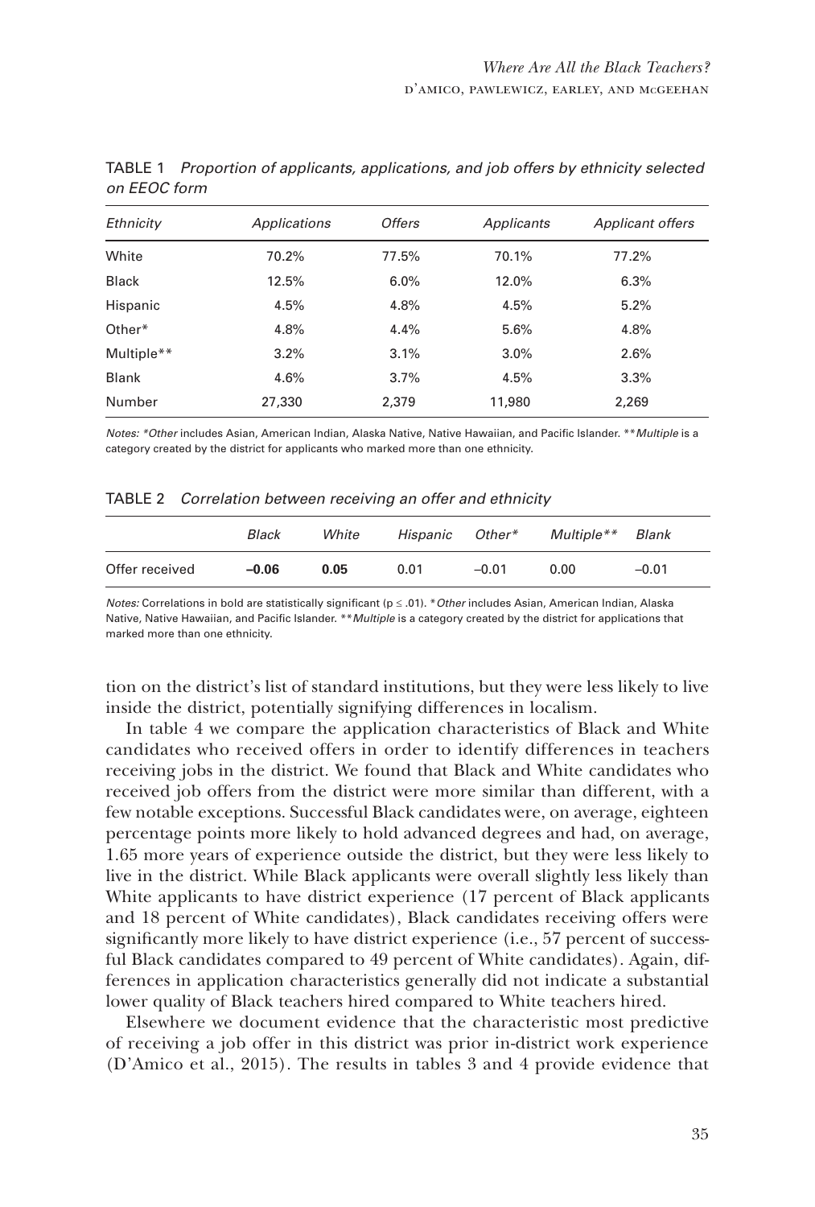TABLE 1 *Proportion of applicants, applications, and job offers by ethnicity selected on EEOC form*

| *Ethnicity* | *Applications* | *Offers* | *Applicants* | *Applicant offers* |
|---|---|---|---|---|
| White | 70.2% | 77.5% | 70.1% | 77.2% |
| Black | 12.5% | 6.0% | 12.0% | 6.3% |
| Hispanic | 4.5% | 4.8% | 4.5% | 5.2% |
| Other* | 4.8% | 4.4% | 5.6% | 4.8% |
| Multiple** | 3.2% | 3.1% | 3.0% | 2.6% |
| Blank | 4.6% | 3.7% | 4.5% | 3.3% |
| Number | 27,330 | 2,379 | 11,980 | 2,269 |

*Notes: *Other* includes Asian, American Indian, Alaska Native, Native Hawaiian, and Pacific Islander. ***Multiple* is a category created by the district for applicants who marked more than one ethnicity.

TABLE 2 *Correlation between receiving an offer and ethnicity*

| | *Black* | *White* | *Hispanic* | *Other** | *Multiple*** | *Blank* |
|---|---|---|---|---|---|---|
| Offer received | **–0.06** | **0.05** | 0.01 | –0.01 | 0.00 | –0.01 |

*Notes:* Correlations in bold are statistically significant ($p \leq .01$). **Other* includes Asian, American Indian, Alaska Native, Native Hawaiian, and Pacific Islander. ***Multiple* is a category created by the district for applications that marked more than one ethnicity.

tion on the district's list of standard institutions, but they were less likely to live inside the district, potentially signifying differences in localism.

In table 4 we compare the application characteristics of Black and White candidates who received offers in order to identify differences in teachers receiving jobs in the district. We found that Black and White candidates who received job offers from the district were more similar than different, with a few notable exceptions. Successful Black candidates were, on average, eighteen percentage points more likely to hold advanced degrees and had, on average, 1.65 more years of experience outside the district, but they were less likely to live in the district. While Black applicants were overall slightly less likely than White applicants to have district experience (17 percent of Black applicants and 18 percent of White candidates), Black candidates receiving offers were significantly more likely to have district experience (i.e., 57 percent of successful Black candidates compared to 49 percent of White candidates). Again, differences in application characteristics generally did not indicate a substantial lower quality of Black teachers hired compared to White teachers hired.

Elsewhere we document evidence that the characteristic most predictive of receiving a job offer in this district was prior in-district work experience (D'Amico et al., 2015). The results in tables 3 and 4 provide evidence that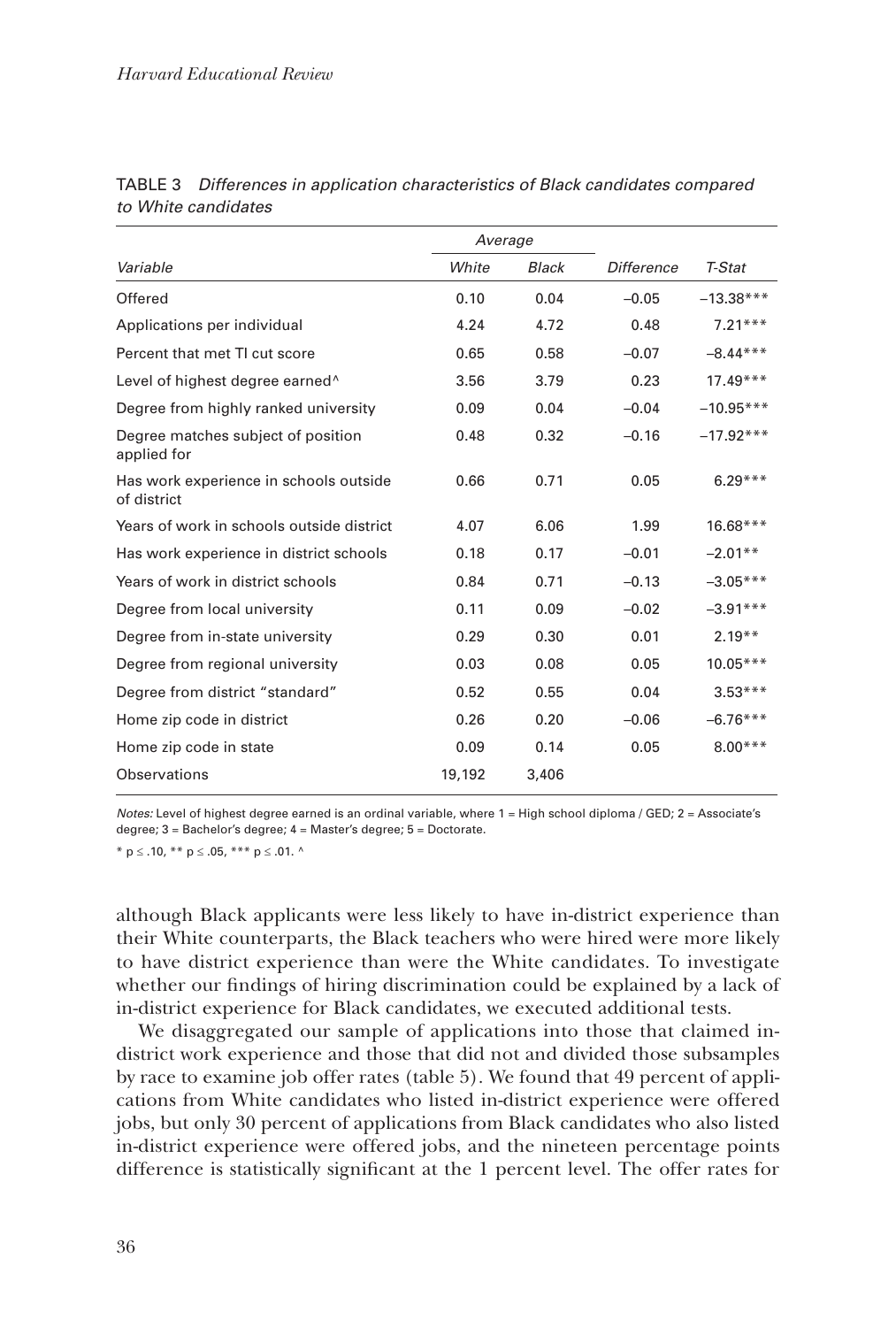TABLE 3 *Differences in application characteristics of Black candidates compared to White candidates*

| | *Average* | | | |
|---|---|---|---|---|
| *Variable* | *White* | *Black* | *Difference* | *T-Stat* |
| Offered | 0.10 | 0.04 | −0.05 | −13.38*** |
| Applications per individual | 4.24 | 4.72 | 0.48 | 7.21*** |
| Percent that met TI cut score | 0.65 | 0.58 | −0.07 | −8.44*** |
| Level of highest degree earned^ | 3.56 | 3.79 | 0.23 | 17.49*** |
| Degree from highly ranked university | 0.09 | 0.04 | −0.04 | −10.95*** |
| Degree matches subject of position applied for | 0.48 | 0.32 | −0.16 | −17.92*** |
| Has work experience in schools outside of district | 0.66 | 0.71 | 0.05 | 6.29*** |
| Years of work in schools outside district | 4.07 | 6.06 | 1.99 | 16.68*** |
| Has work experience in district schools | 0.18 | 0.17 | −0.01 | −2.01** |
| Years of work in district schools | 0.84 | 0.71 | −0.13 | −3.05*** |
| Degree from local university | 0.11 | 0.09 | −0.02 | −3.91*** |
| Degree from in-state university | 0.29 | 0.30 | 0.01 | 2.19** |
| Degree from regional university | 0.03 | 0.08 | 0.05 | 10.05*** |
| Degree from district "standard" | 0.52 | 0.55 | 0.04 | 3.53*** |
| Home zip code in district | 0.26 | 0.20 | −0.06 | −6.76*** |
| Home zip code in state | 0.09 | 0.14 | 0.05 | 8.00*** |
| Observations | 19,192 | 3,406 | | |

*Notes:* Level of highest degree earned is an ordinal variable, where 1 = High school diploma / GED; 2 = Associate's degree; 3 = Bachelor's degree; 4 = Master's degree; 5 = Doctorate.

* p ≤ .10, ** p ≤ .05, *** p ≤ .01. ^

although Black applicants were less likely to have in-district experience than their White counterparts, the Black teachers who were hired were more likely to have district experience than were the White candidates. To investigate whether our findings of hiring discrimination could be explained by a lack of in-district experience for Black candidates, we executed additional tests.

We disaggregated our sample of applications into those that claimed in-district work experience and those that did not and divided those subsamples by race to examine job offer rates (table 5). We found that 49 percent of applications from White candidates who listed in-district experience were offered jobs, but only 30 percent of applications from Black candidates who also listed in-district experience were offered jobs, and the nineteen percentage points difference is statistically significant at the 1 percent level. The offer rates for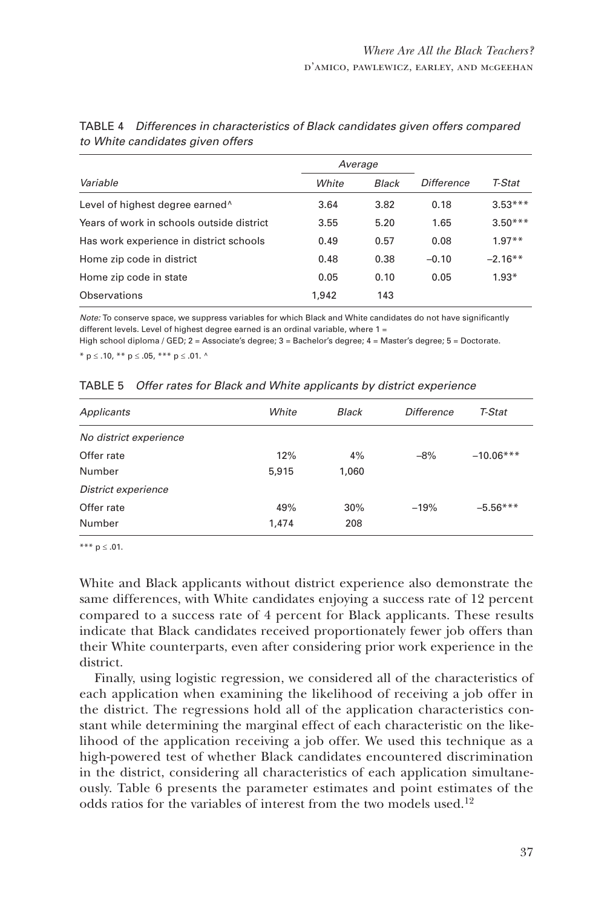TABLE 4 *Differences in characteristics of Black candidates given offers compared to White candidates given offers*

| Variable | Average | | Difference | T-Stat |
|---|---|---|---|---|
| | White | Black | | |
| Level of highest degree earned^ | 3.64 | 3.82 | 0.18 | 3.53*** |
| Years of work in schools outside district | 3.55 | 5.20 | 1.65 | 3.50*** |
| Has work experience in district schools | 0.49 | 0.57 | 0.08 | 1.97** |
| Home zip code in district | 0.48 | 0.38 | −0.10 | −2.16** |
| Home zip code in state | 0.05 | 0.10 | 0.05 | 1.93* |
| Observations | 1,942 | 143 | | |

*Note:* To conserve space, we suppress variables for which Black and White candidates do not have significantly different levels. Level of highest degree earned is an ordinal variable, where 1 = High school diploma / GED; 2 = Associate's degree; 3 = Bachelor's degree; 4 = Master's degree; 5 = Doctorate.

* $p \leq .10$, ** $p \leq .05$, *** $p \leq .01$. ^

TABLE 5 *Offer rates for Black and White applicants by district experience*

| Applicants | White | Black | Difference | T-Stat |
|---|---|---|---|---|
| *No district experience* | | | | |
| Offer rate | 12% | 4% | –8% | –10.06*** |
| Number | 5,915 | 1,060 | | |
| *District experience* | | | | |
| Offer rate | 49% | 30% | –19% | –5.56*** |
| Number | 1,474 | 208 | | |

*** $p \leq .01$.

White and Black applicants without district experience also demonstrate the same differences, with White candidates enjoying a success rate of 12 percent compared to a success rate of 4 percent for Black applicants. These results indicate that Black candidates received proportionately fewer job offers than their White counterparts, even after considering prior work experience in the district.

Finally, using logistic regression, we considered all of the characteristics of each application when examining the likelihood of receiving a job offer in the district. The regressions hold all of the application characteristics constant while determining the marginal effect of each characteristic on the likelihood of the application receiving a job offer. We used this technique as a high-powered test of whether Black candidates encountered discrimination in the district, considering all characteristics of each application simultaneously. Table 6 presents the parameter estimates and point estimates of the odds ratios for the variables of interest from the two models used.[12]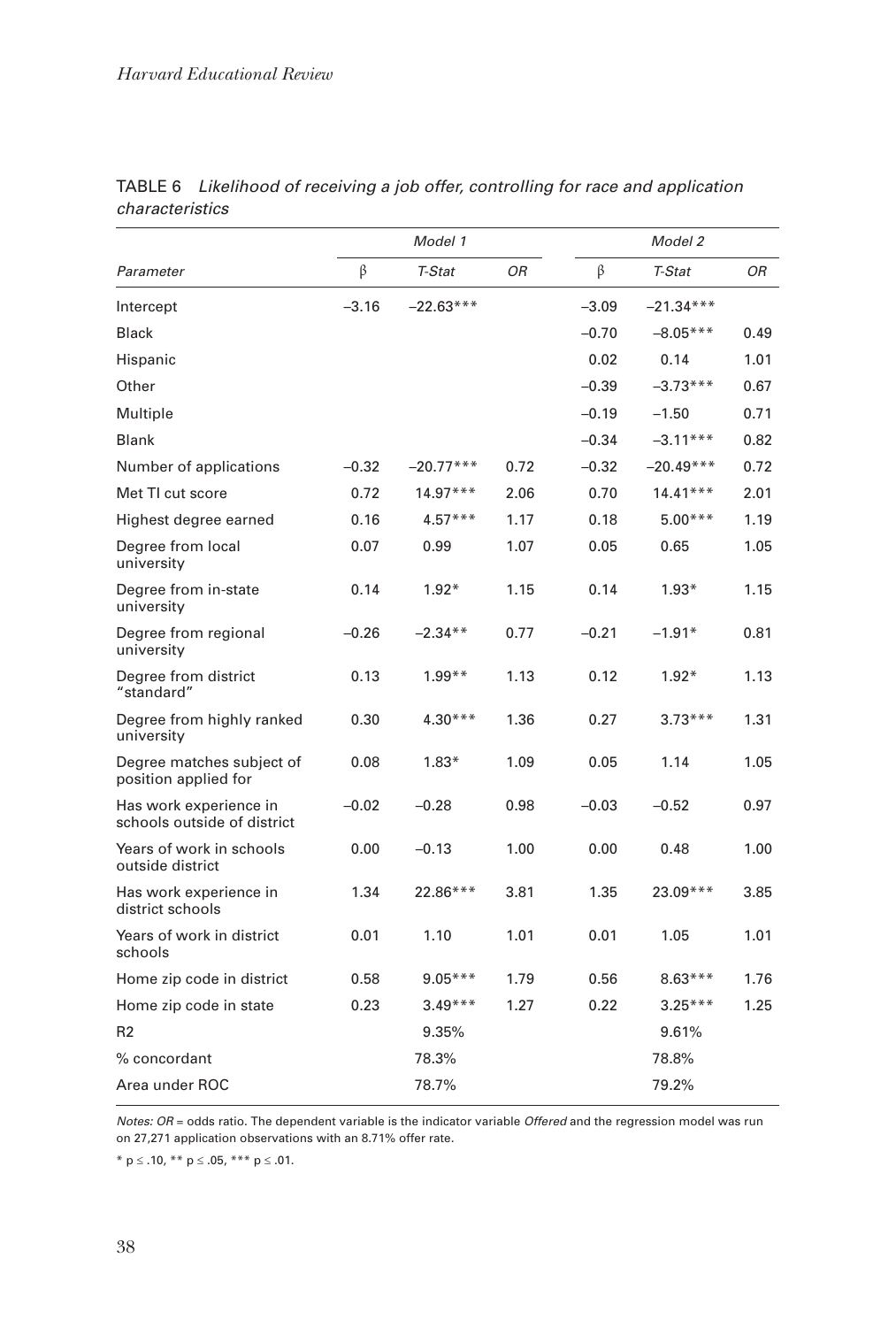TABLE 6 *Likelihood of receiving a job offer, controlling for race and application characteristics*

| | *Model 1* | | | *Model 2* | | |
|---|---|---|---|---|---|---|
| *Parameter* | β | *T-Stat* | *OR* | β | *T-Stat* | *OR* |
| Intercept | –3.16 | –22.63*** | | –3.09 | –21.34*** | |
| Black | | | | –0.70 | –8.05*** | 0.49 |
| Hispanic | | | | 0.02 | 0.14 | 1.01 |
| Other | | | | –0.39 | –3.73*** | 0.67 |
| Multiple | | | | –0.19 | –1.50 | 0.71 |
| Blank | | | | –0.34 | –3.11*** | 0.82 |
| Number of applications | –0.32 | –20.77*** | 0.72 | –0.32 | –20.49*** | 0.72 |
| Met TI cut score | 0.72 | 14.97*** | 2.06 | 0.70 | 14.41*** | 2.01 |
| Highest degree earned | 0.16 | 4.57*** | 1.17 | 0.18 | 5.00*** | 1.19 |
| Degree from local university | 0.07 | 0.99 | 1.07 | 0.05 | 0.65 | 1.05 |
| Degree from in-state university | 0.14 | 1.92* | 1.15 | 0.14 | 1.93* | 1.15 |
| Degree from regional university | –0.26 | –2.34** | 0.77 | –0.21 | –1.91* | 0.81 |
| Degree from district "standard" | 0.13 | 1.99** | 1.13 | 0.12 | 1.92* | 1.13 |
| Degree from highly ranked university | 0.30 | 4.30*** | 1.36 | 0.27 | 3.73*** | 1.31 |
| Degree matches subject of position applied for | 0.08 | 1.83* | 1.09 | 0.05 | 1.14 | 1.05 |
| Has work experience in schools outside of district | –0.02 | –0.28 | 0.98 | –0.03 | –0.52 | 0.97 |
| Years of work in schools outside district | 0.00 | –0.13 | 1.00 | 0.00 | 0.48 | 1.00 |
| Has work experience in district schools | 1.34 | 22.86*** | 3.81 | 1.35 | 23.09*** | 3.85 |
| Years of work in district schools | 0.01 | 1.10 | 1.01 | 0.01 | 1.05 | 1.01 |
| Home zip code in district | 0.58 | 9.05*** | 1.79 | 0.56 | 8.63*** | 1.76 |
| Home zip code in state | 0.23 | 3.49*** | 1.27 | 0.22 | 3.25*** | 1.25 |
| R2 | | 9.35% | | | 9.61% | |
| % concordant | | 78.3% | | | 78.8% | |
| Area under ROC | | 78.7% | | | 79.2% | |

*Notes: OR* = odds ratio. The dependent variable is the indicator variable *Offered* and the regression model was run on 27,271 application observations with an 8.71% offer rate.

\* $p \leq .10$, ** $p \leq .05$, *** $p \leq .01$.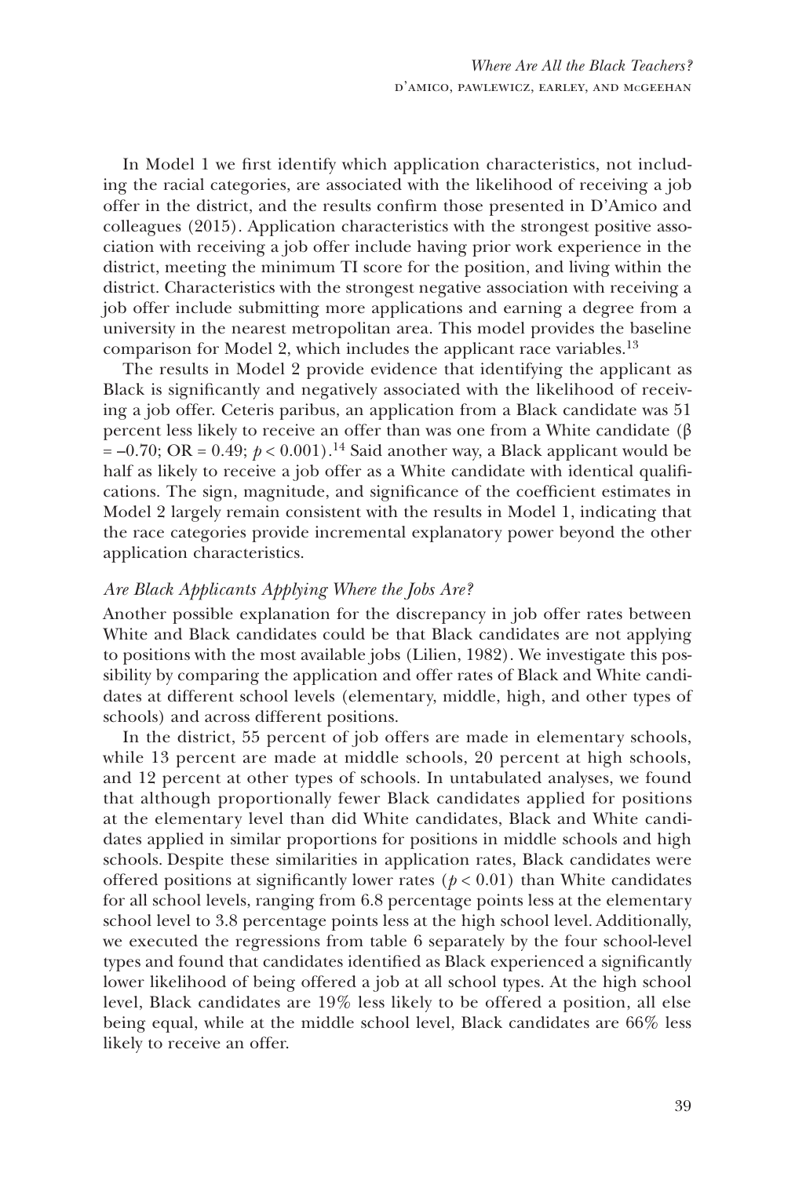In Model 1 we first identify which application characteristics, not including the racial categories, are associated with the likelihood of receiving a job offer in the district, and the results confirm those presented in D'Amico and colleagues (2015). Application characteristics with the strongest positive association with receiving a job offer include having prior work experience in the district, meeting the minimum TI score for the position, and living within the district. Characteristics with the strongest negative association with receiving a job offer include submitting more applications and earning a degree from a university in the nearest metropolitan area. This model provides the baseline comparison for Model 2, which includes the applicant race variables.[13]

The results in Model 2 provide evidence that identifying the applicant as Black is significantly and negatively associated with the likelihood of receiving a job offer. Ceteris paribus, an application from a Black candidate was 51 percent less likely to receive an offer than was one from a White candidate ($\beta = -0.70$; OR = 0.49; $p < 0.001$).[14] Said another way, a Black applicant would be half as likely to receive a job offer as a White candidate with identical qualifications. The sign, magnitude, and significance of the coefficient estimates in Model 2 largely remain consistent with the results in Model 1, indicating that the race categories provide incremental explanatory power beyond the other application characteristics.

### *Are Black Applicants Applying Where the Jobs Are?*

Another possible explanation for the discrepancy in job offer rates between White and Black candidates could be that Black candidates are not applying to positions with the most available jobs (Lilien, 1982). We investigate this possibility by comparing the application and offer rates of Black and White candidates at different school levels (elementary, middle, high, and other types of schools) and across different positions.

In the district, 55 percent of job offers are made in elementary schools, while 13 percent are made at middle schools, 20 percent at high schools, and 12 percent at other types of schools. In untabulated analyses, we found that although proportionally fewer Black candidates applied for positions at the elementary level than did White candidates, Black and White candidates applied in similar proportions for positions in middle schools and high schools. Despite these similarities in application rates, Black candidates were offered positions at significantly lower rates ($p < 0.01$) than White candidates for all school levels, ranging from 6.8 percentage points less at the elementary school level to 3.8 percentage points less at the high school level. Additionally, we executed the regressions from table 6 separately by the four school-level types and found that candidates identified as Black experienced a significantly lower likelihood of being offered a job at all school types. At the high school level, Black candidates are 19% less likely to be offered a position, all else being equal, while at the middle school level, Black candidates are 66% less likely to receive an offer.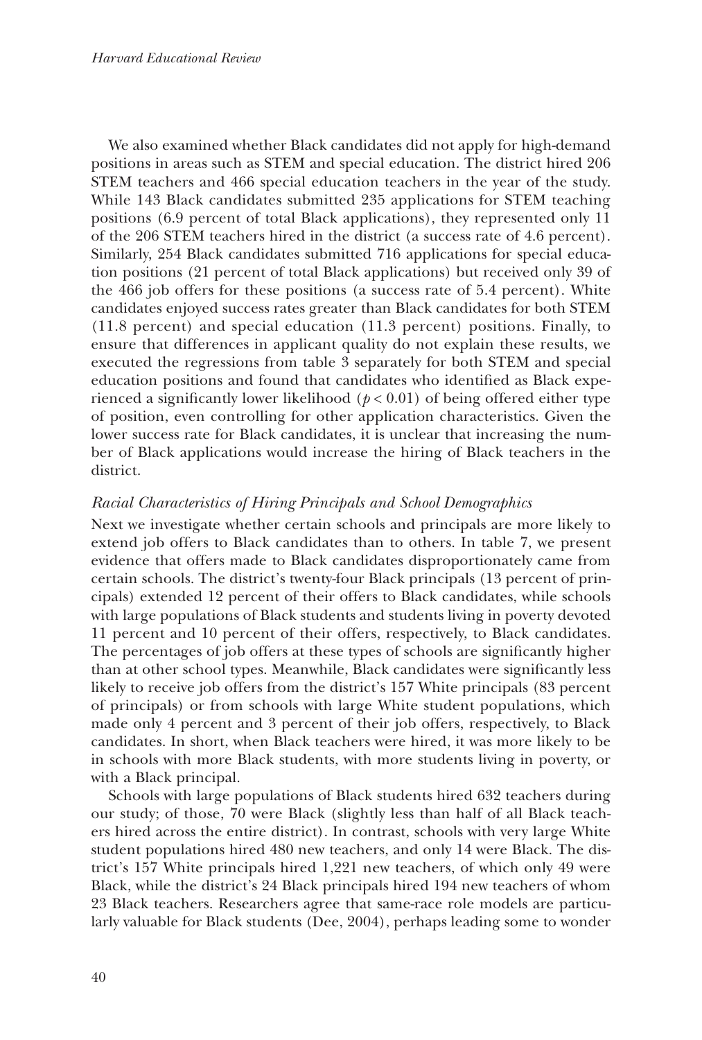We also examined whether Black candidates did not apply for high-demand positions in areas such as STEM and special education. The district hired 206 STEM teachers and 466 special education teachers in the year of the study. While 143 Black candidates submitted 235 applications for STEM teaching positions (6.9 percent of total Black applications), they represented only 11 of the 206 STEM teachers hired in the district (a success rate of 4.6 percent). Similarly, 254 Black candidates submitted 716 applications for special education positions (21 percent of total Black applications) but received only 39 of the 466 job offers for these positions (a success rate of 5.4 percent). White candidates enjoyed success rates greater than Black candidates for both STEM (11.8 percent) and special education (11.3 percent) positions. Finally, to ensure that differences in applicant quality do not explain these results, we executed the regressions from table 3 separately for both STEM and special education positions and found that candidates who identified as Black experienced a significantly lower likelihood ($p < 0.01$) of being offered either type of position, even controlling for other application characteristics. Given the lower success rate for Black candidates, it is unclear that increasing the number of Black applications would increase the hiring of Black teachers in the district.

### *Racial Characteristics of Hiring Principals and School Demographics*

Next we investigate whether certain schools and principals are more likely to extend job offers to Black candidates than to others. In table 7, we present evidence that offers made to Black candidates disproportionately came from certain schools. The district's twenty-four Black principals (13 percent of principals) extended 12 percent of their offers to Black candidates, while schools with large populations of Black students and students living in poverty devoted 11 percent and 10 percent of their offers, respectively, to Black candidates. The percentages of job offers at these types of schools are significantly higher than at other school types. Meanwhile, Black candidates were significantly less likely to receive job offers from the district's 157 White principals (83 percent of principals) or from schools with large White student populations, which made only 4 percent and 3 percent of their job offers, respectively, to Black candidates. In short, when Black teachers were hired, it was more likely to be in schools with more Black students, with more students living in poverty, or with a Black principal.

Schools with large populations of Black students hired 632 teachers during our study; of those, 70 were Black (slightly less than half of all Black teachers hired across the entire district). In contrast, schools with very large White student populations hired 480 new teachers, and only 14 were Black. The district's 157 White principals hired 1,221 new teachers, of which only 49 were Black, while the district's 24 Black principals hired 194 new teachers of whom 23 Black teachers. Researchers agree that same-race role models are particularly valuable for Black students (Dee, 2004), perhaps leading some to wonder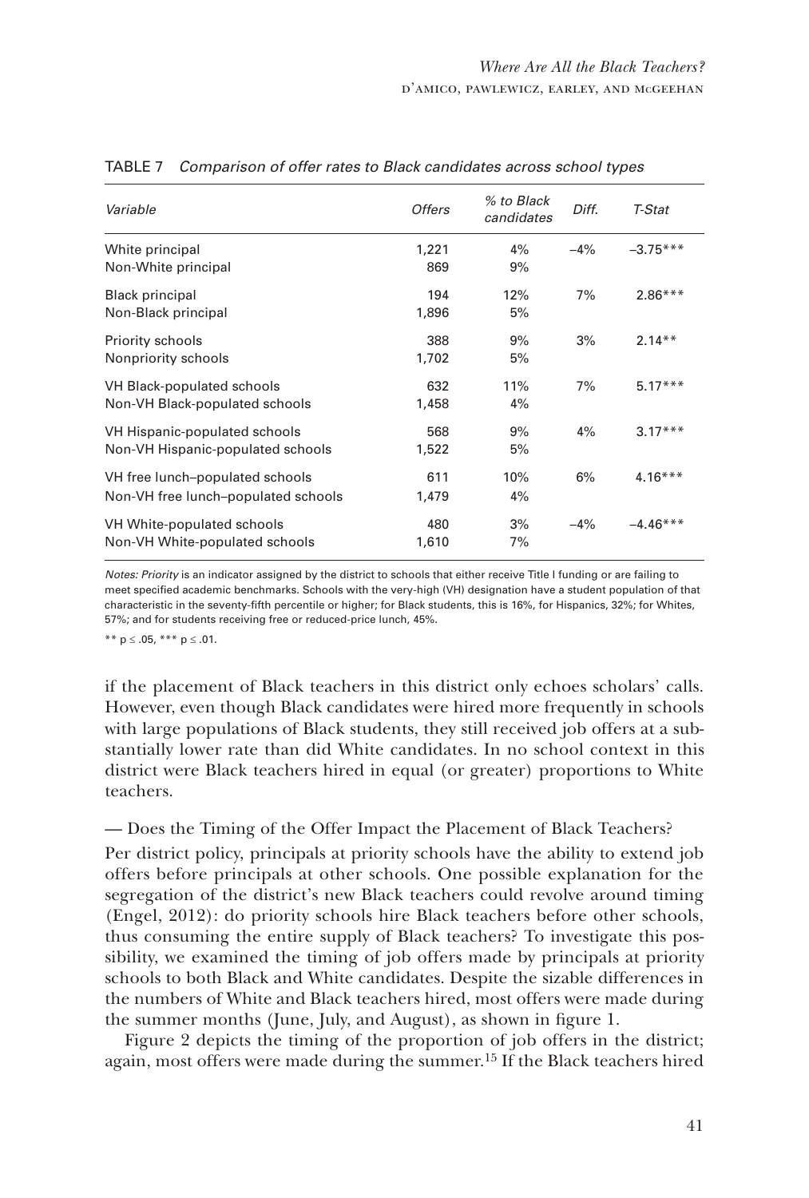TABLE 7 *Comparison of offer rates to Black candidates across school types*

| *Variable* | *Offers* | *% to Black candidates* | *Diff.* | *T-Stat* |
|---|---|---|---|---|
| White principal | 1,221 | 4% | −4% | −3.75*** |
| Non-White principal | 869 | 9% | | |
| Black principal | 194 | 12% | 7% | 2.86*** |
| Non-Black principal | 1,896 | 5% | | |
| Priority schools | 388 | 9% | 3% | 2.14** |
| Nonpriority schools | 1,702 | 5% | | |
| VH Black-populated schools | 632 | 11% | 7% | 5.17*** |
| Non-VH Black-populated schools | 1,458 | 4% | | |
| VH Hispanic-populated schools | 568 | 9% | 4% | 3.17*** |
| Non-VH Hispanic-populated schools | 1,522 | 5% | | |
| VH free lunch–populated schools | 611 | 10% | 6% | 4.16*** |
| Non-VH free lunch–populated schools | 1,479 | 4% | | |
| VH White-populated schools | 480 | 3% | −4% | −4.46*** |
| Non-VH White-populated schools | 1,610 | 7% | | |

*Notes: Priority* is an indicator assigned by the district to schools that either receive Title I funding or are failing to meet specified academic benchmarks. Schools with the very-high (VH) designation have a student population of that characteristic in the seventy-fifth percentile or higher; for Black students, this is 16%, for Hispanics, 32%; for Whites, 57%; and for students receiving free or reduced-price lunch, 45%.

** $p \leq .05$, *** $p \leq .01$.

if the placement of Black teachers in this district only echoes scholars' calls. However, even though Black candidates were hired more frequently in schools with large populations of Black students, they still received job offers at a substantially lower rate than did White candidates. In no school context in this district were Black teachers hired in equal (or greater) proportions to White teachers.

— Does the Timing of the Offer Impact the Placement of Black Teachers?

Per district policy, principals at priority schools have the ability to extend job offers before principals at other schools. One possible explanation for the segregation of the district's new Black teachers could revolve around timing (Engel, 2012): do priority schools hire Black teachers before other schools, thus consuming the entire supply of Black teachers? To investigate this possibility, we examined the timing of job offers made by principals at priority schools to both Black and White candidates. Despite the sizable differences in the numbers of White and Black teachers hired, most offers were made during the summer months (June, July, and August), as shown in figure 1.

Figure 2 depicts the timing of the proportion of job offers in the district; again, most offers were made during the summer.[15] If the Black teachers hired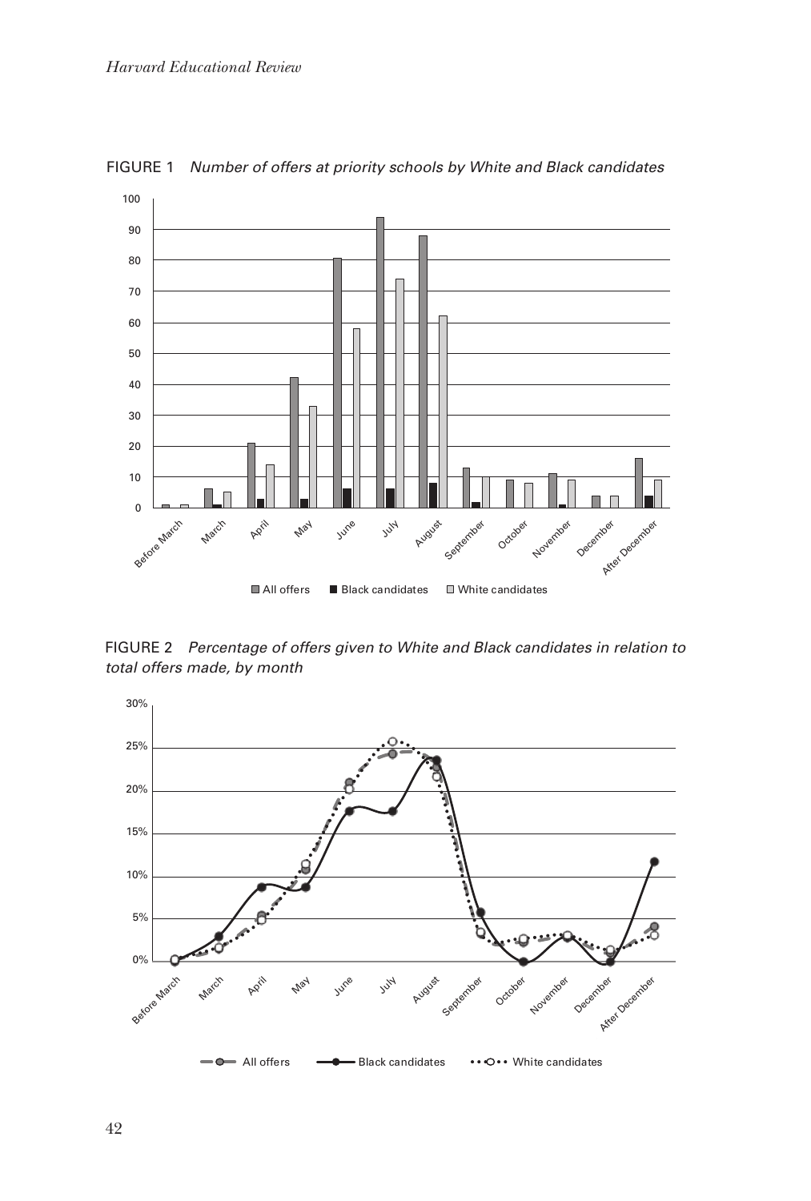FIGURE 1 *Number of offers at priority schools by White and Black candidates*

FIGURE 2 *Percentage of offers given to White and Black candidates in relation to total offers made, by month*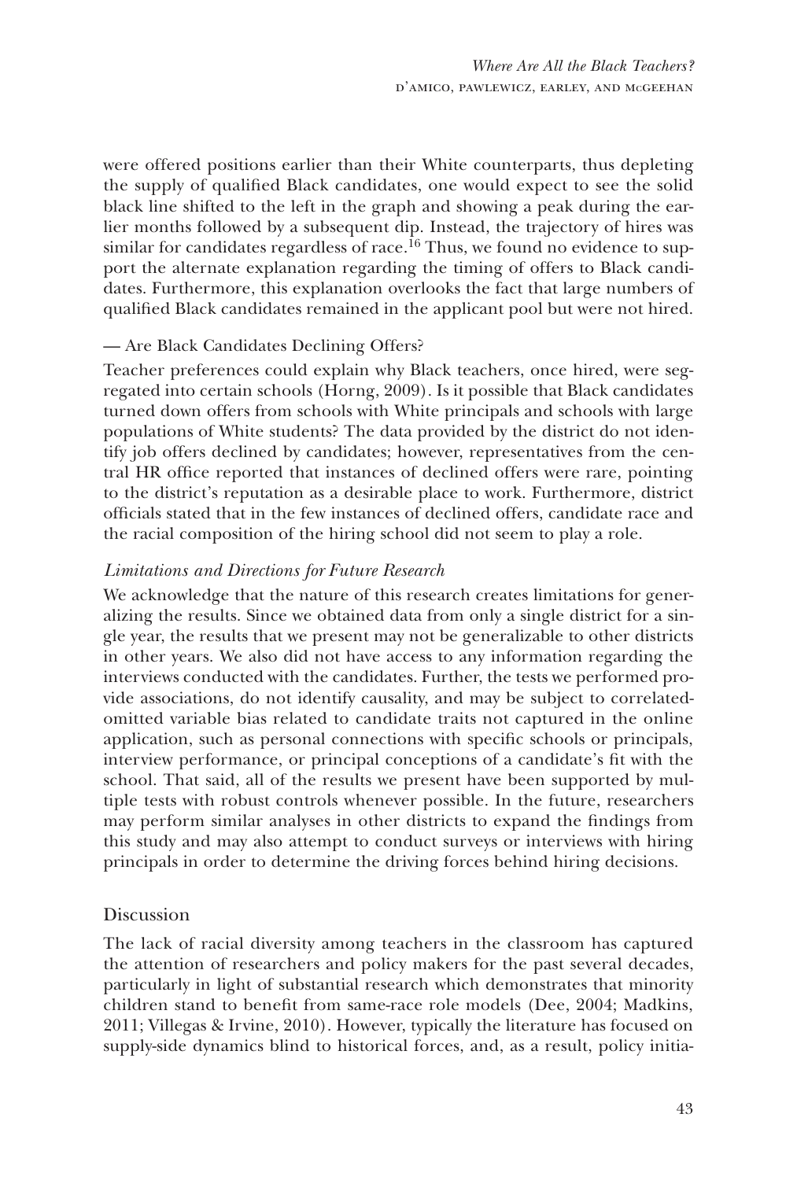were offered positions earlier than their White counterparts, thus depleting the supply of qualified Black candidates, one would expect to see the solid black line shifted to the left in the graph and showing a peak during the earlier months followed by a subsequent dip. Instead, the trajectory of hires was similar for candidates regardless of race.[16] Thus, we found no evidence to support the alternate explanation regarding the timing of offers to Black candidates. Furthermore, this explanation overlooks the fact that large numbers of qualified Black candidates remained in the applicant pool but were not hired.

— Are Black Candidates Declining Offers?

Teacher preferences could explain why Black teachers, once hired, were segregated into certain schools (Horng, 2009). Is it possible that Black candidates turned down offers from schools with White principals and schools with large populations of White students? The data provided by the district do not identify job offers declined by candidates; however, representatives from the central HR office reported that instances of declined offers were rare, pointing to the district's reputation as a desirable place to work. Furthermore, district officials stated that in the few instances of declined offers, candidate race and the racial composition of the hiring school did not seem to play a role.

### *Limitations and Directions for Future Research*

We acknowledge that the nature of this research creates limitations for generalizing the results. Since we obtained data from only a single district for a single year, the results that we present may not be generalizable to other districts in other years. We also did not have access to any information regarding the interviews conducted with the candidates. Further, the tests we performed provide associations, do not identify causality, and may be subject to correlated-omitted variable bias related to candidate traits not captured in the online application, such as personal connections with specific schools or principals, interview performance, or principal conceptions of a candidate's fit with the school. That said, all of the results we present have been supported by multiple tests with robust controls whenever possible. In the future, researchers may perform similar analyses in other districts to expand the findings from this study and may also attempt to conduct surveys or interviews with hiring principals in order to determine the driving forces behind hiring decisions.

## Discussion

The lack of racial diversity among teachers in the classroom has captured the attention of researchers and policy makers for the past several decades, particularly in light of substantial research which demonstrates that minority children stand to benefit from same-race role models (Dee, 2004; Madkins, 2011; Villegas & Irvine, 2010). However, typically the literature has focused on supply-side dynamics blind to historical forces, and, as a result, policy initia-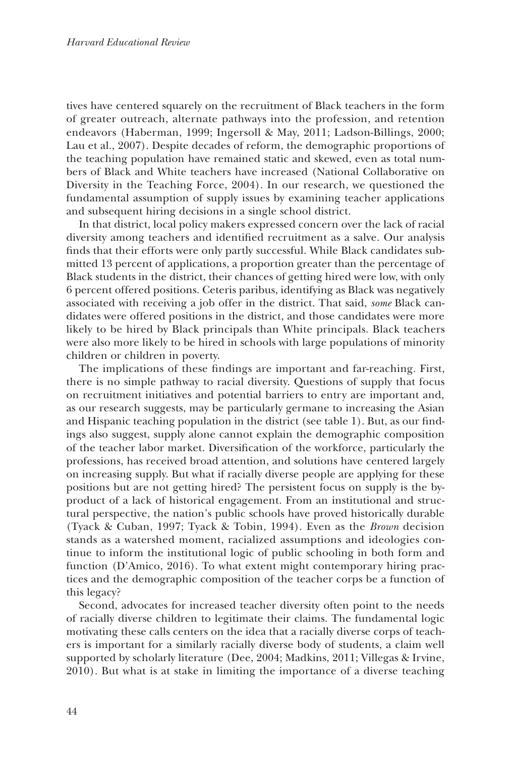tives have centered squarely on the recruitment of Black teachers in the form of greater outreach, alternate pathways into the profession, and retention endeavors (Haberman, 1999; Ingersoll & May, 2011; Ladson-Billings, 2000; Lau et al., 2007). Despite decades of reform, the demographic proportions of the teaching population have remained static and skewed, even as total numbers of Black and White teachers have increased (National Collaborative on Diversity in the Teaching Force, 2004). In our research, we questioned the fundamental assumption of supply issues by examining teacher applications and subsequent hiring decisions in a single school district.

In that district, local policy makers expressed concern over the lack of racial diversity among teachers and identified recruitment as a salve. Our analysis finds that their efforts were only partly successful. While Black candidates submitted 13 percent of applications, a proportion greater than the percentage of Black students in the district, their chances of getting hired were low, with only 6 percent offered positions. Ceteris paribus, identifying as Black was negatively associated with receiving a job offer in the district. That said, *some* Black candidates were offered positions in the district, and those candidates were more likely to be hired by Black principals than White principals. Black teachers were also more likely to be hired in schools with large populations of minority children or children in poverty.

The implications of these findings are important and far-reaching. First, there is no simple pathway to racial diversity. Questions of supply that focus on recruitment initiatives and potential barriers to entry are important and, as our research suggests, may be particularly germane to increasing the Asian and Hispanic teaching population in the district (see table 1). But, as our findings also suggest, supply alone cannot explain the demographic composition of the teacher labor market. Diversification of the workforce, particularly the professions, has received broad attention, and solutions have centered largely on increasing supply. But what if racially diverse people are applying for these positions but are not getting hired? The persistent focus on supply is the byproduct of a lack of historical engagement. From an institutional and structural perspective, the nation's public schools have proved historically durable (Tyack & Cuban, 1997; Tyack & Tobin, 1994). Even as the *Brown* decision stands as a watershed moment, racialized assumptions and ideologies continue to inform the institutional logic of public schooling in both form and function (D'Amico, 2016). To what extent might contemporary hiring practices and the demographic composition of the teacher corps be a function of this legacy?

Second, advocates for increased teacher diversity often point to the needs of racially diverse children to legitimate their claims. The fundamental logic motivating these calls centers on the idea that a racially diverse corps of teachers is important for a similarly racially diverse body of students, a claim well supported by scholarly literature (Dee, 2004; Madkins, 2011; Villegas & Irvine, 2010). But what is at stake in limiting the importance of a diverse teaching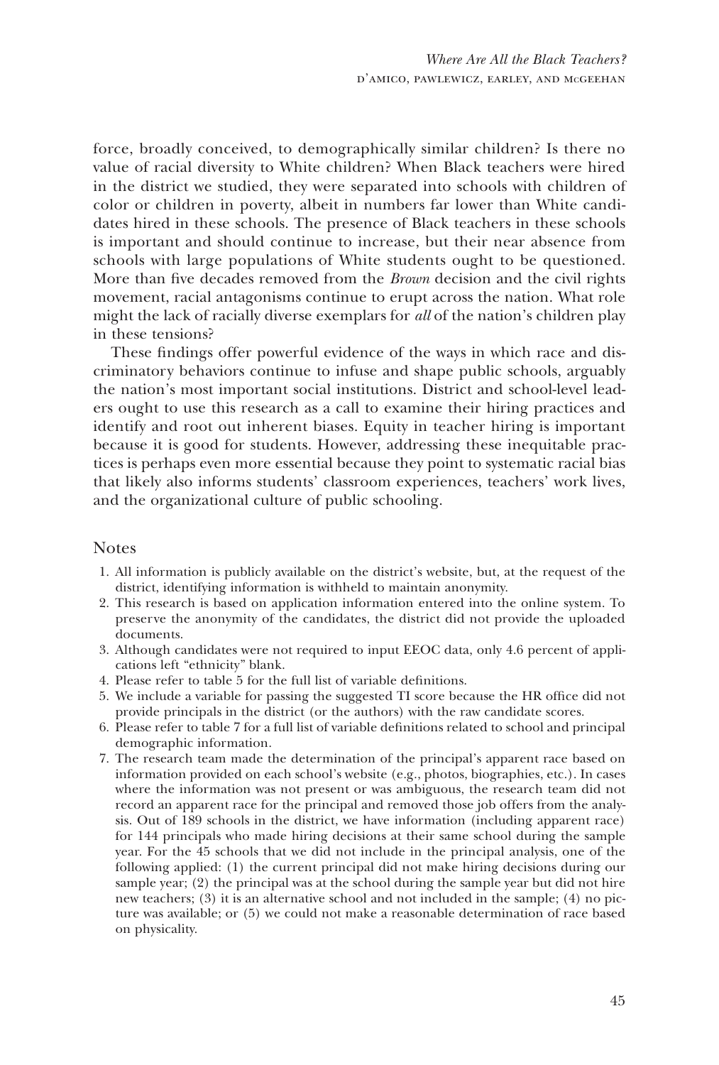force, broadly conceived, to demographically similar children? Is there no value of racial diversity to White children? When Black teachers were hired in the district we studied, they were separated into schools with children of color or children in poverty, albeit in numbers far lower than White candidates hired in these schools. The presence of Black teachers in these schools is important and should continue to increase, but their near absence from schools with large populations of White students ought to be questioned. More than five decades removed from the *Brown* decision and the civil rights movement, racial antagonisms continue to erupt across the nation. What role might the lack of racially diverse exemplars for *all* of the nation's children play in these tensions?

These findings offer powerful evidence of the ways in which race and discriminatory behaviors continue to infuse and shape public schools, arguably the nation's most important social institutions. District and school-level leaders ought to use this research as a call to examine their hiring practices and identify and root out inherent biases. Equity in teacher hiring is important because it is good for students. However, addressing these inequitable practices is perhaps even more essential because they point to systematic racial bias that likely also informs students' classroom experiences, teachers' work lives, and the organizational culture of public schooling.

## Notes

1. All information is publicly available on the district's website, but, at the request of the district, identifying information is withheld to maintain anonymity.
2. This research is based on application information entered into the online system. To preserve the anonymity of the candidates, the district did not provide the uploaded documents.
3. Although candidates were not required to input EEOC data, only 4.6 percent of applications left "ethnicity" blank.
4. Please refer to table 5 for the full list of variable definitions.
5. We include a variable for passing the suggested TI score because the HR office did not provide principals in the district (or the authors) with the raw candidate scores.
6. Please refer to table 7 for a full list of variable definitions related to school and principal demographic information.
7. The research team made the determination of the principal's apparent race based on information provided on each school's website (e.g., photos, biographies, etc.). In cases where the information was not present or was ambiguous, the research team did not record an apparent race for the principal and removed those job offers from the analysis. Out of 189 schools in the district, we have information (including apparent race) for 144 principals who made hiring decisions at their same school during the sample year. For the 45 schools that we did not include in the principal analysis, one of the following applied: (1) the current principal did not make hiring decisions during our sample year; (2) the principal was at the school during the sample year but did not hire new teachers; (3) it is an alternative school and not included in the sample; (4) no picture was available; or (5) we could not make a reasonable determination of race based on physicality.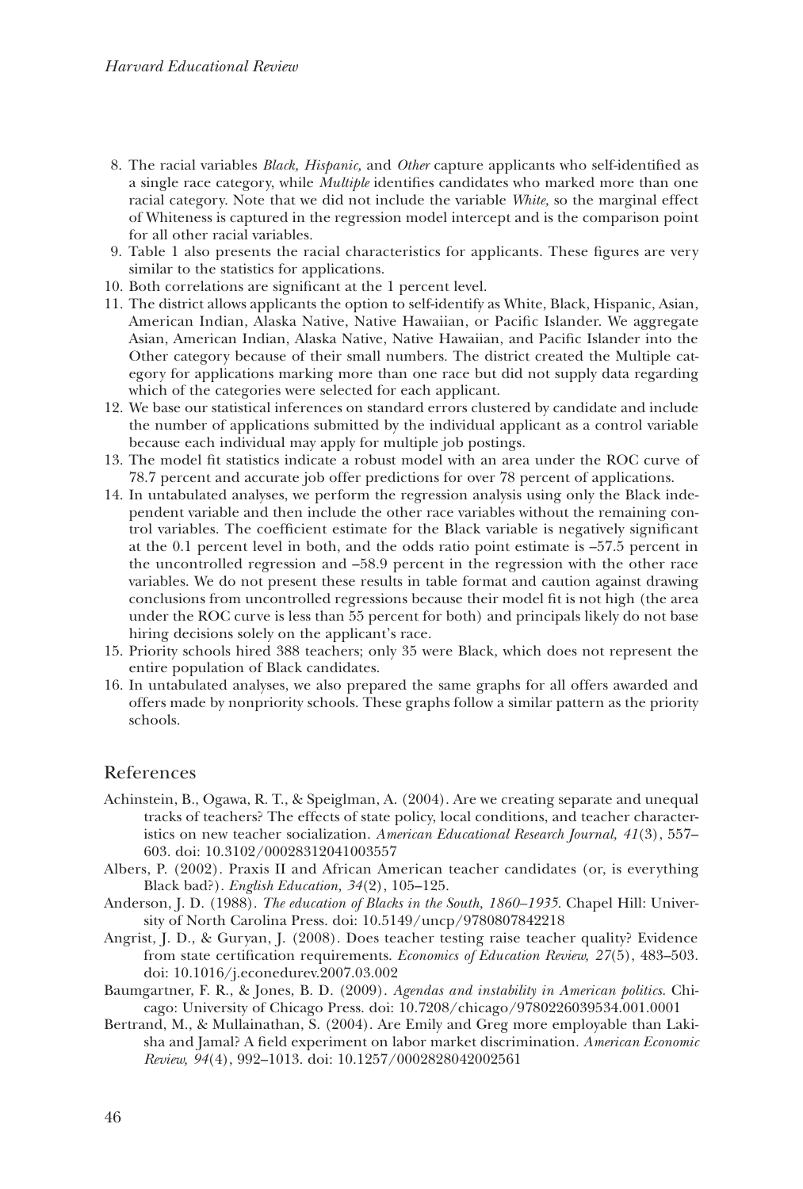8. The racial variables *Black, Hispanic,* and *Other* capture applicants who self-identified as a single race category, while *Multiple* identifies candidates who marked more than one racial category. Note that we did not include the variable *White,* so the marginal effect of Whiteness is captured in the regression model intercept and is the comparison point for all other racial variables.
9. Table 1 also presents the racial characteristics for applicants. These figures are very similar to the statistics for applications.
10. Both correlations are significant at the 1 percent level.
11. The district allows applicants the option to self-identify as White, Black, Hispanic, Asian, American Indian, Alaska Native, Native Hawaiian, or Pacific Islander. We aggregate Asian, American Indian, Alaska Native, Native Hawaiian, and Pacific Islander into the Other category because of their small numbers. The district created the Multiple category for applications marking more than one race but did not supply data regarding which of the categories were selected for each applicant.
12. We base our statistical inferences on standard errors clustered by candidate and include the number of applications submitted by the individual applicant as a control variable because each individual may apply for multiple job postings.
13. The model fit statistics indicate a robust model with an area under the ROC curve of 78.7 percent and accurate job offer predictions for over 78 percent of applications.
14. In untabulated analyses, we perform the regression analysis using only the Black independent variable and then include the other race variables without the remaining control variables. The coefficient estimate for the Black variable is negatively significant at the 0.1 percent level in both, and the odds ratio point estimate is –57.5 percent in the uncontrolled regression and –58.9 percent in the regression with the other race variables. We do not present these results in table format and caution against drawing conclusions from uncontrolled regressions because their model fit is not high (the area under the ROC curve is less than 55 percent for both) and principals likely do not base hiring decisions solely on the applicant's race.
15. Priority schools hired 388 teachers; only 35 were Black, which does not represent the entire population of Black candidates.
16. In untabulated analyses, we also prepared the same graphs for all offers awarded and offers made by nonpriority schools. These graphs follow a similar pattern as the priority schools.

## References

Achinstein, B., Ogawa, R. T., & Speiglman, A. (2004). Are we creating separate and unequal tracks of teachers? The effects of state policy, local conditions, and teacher characteristics on new teacher socialization. *American Educational Research Journal, 41*(3), 557–603. doi: 10.3102/00028312041003557

Albers, P. (2002). Praxis II and African American teacher candidates (or, is everything Black bad?). *English Education, 34*(2), 105–125.

Anderson, J. D. (1988). *The education of Blacks in the South, 1860–1935*. Chapel Hill: University of North Carolina Press. doi: 10.5149/uncp/9780807842218

Angrist, J. D., & Guryan, J. (2008). Does teacher testing raise teacher quality? Evidence from state certification requirements. *Economics of Education Review, 27*(5), 483–503. doi: 10.1016/j.econedurev.2007.03.002

Baumgartner, F. R., & Jones, B. D. (2009). *Agendas and instability in American politics*. Chicago: University of Chicago Press. doi: 10.7208/chicago/9780226039534.001.0001

Bertrand, M., & Mullainathan, S. (2004). Are Emily and Greg more employable than Lakisha and Jamal? A field experiment on labor market discrimination. *American Economic Review, 94*(4), 992–1013. doi: 10.1257/0002828042002561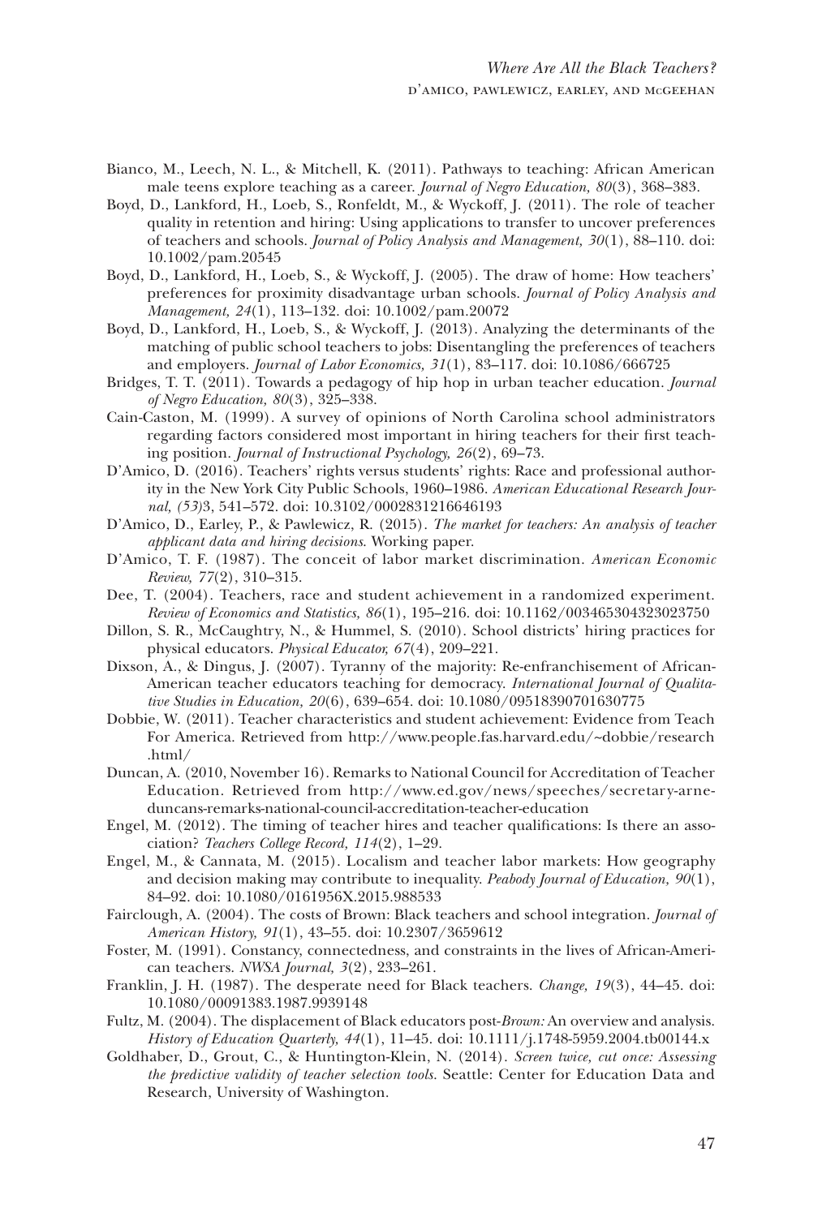Bianco, M., Leech, N. L., & Mitchell, K. (2011). Pathways to teaching: African American male teens explore teaching as a career. *Journal of Negro Education, 80*(3), 368–383.

Boyd, D., Lankford, H., Loeb, S., Ronfeldt, M., & Wyckoff, J. (2011). The role of teacher quality in retention and hiring: Using applications to transfer to uncover preferences of teachers and schools. *Journal of Policy Analysis and Management, 30*(1), 88–110. doi: 10.1002/pam.20545

Boyd, D., Lankford, H., Loeb, S., & Wyckoff, J. (2005). The draw of home: How teachers' preferences for proximity disadvantage urban schools. *Journal of Policy Analysis and Management, 24*(1), 113–132. doi: 10.1002/pam.20072

Boyd, D., Lankford, H., Loeb, S., & Wyckoff, J. (2013). Analyzing the determinants of the matching of public school teachers to jobs: Disentangling the preferences of teachers and employers. *Journal of Labor Economics, 31*(1), 83–117. doi: 10.1086/666725

Bridges, T. T. (2011). Towards a pedagogy of hip hop in urban teacher education. *Journal of Negro Education, 80*(3), 325–338.

Cain-Caston, M. (1999). A survey of opinions of North Carolina school administrators regarding factors considered most important in hiring teachers for their first teaching position. *Journal of Instructional Psychology, 26*(2), 69–73.

D'Amico, D. (2016). Teachers' rights versus students' rights: Race and professional authority in the New York City Public Schools, 1960–1986. *American Educational Research Journal, (53)*3, 541–572. doi: 10.3102/0002831216646193

D'Amico, D., Earley, P., & Pawlewicz, R. (2015). *The market for teachers: An analysis of teacher applicant data and hiring decisions*. Working paper.

D'Amico, T. F. (1987). The conceit of labor market discrimination. *American Economic Review, 77*(2), 310–315.

Dee, T. (2004). Teachers, race and student achievement in a randomized experiment. *Review of Economics and Statistics, 86*(1), 195–216. doi: 10.1162/003465304323023750

Dillon, S. R., McCaughtry, N., & Hummel, S. (2010). School districts' hiring practices for physical educators. *Physical Educator, 67*(4), 209–221.

Dixson, A., & Dingus, J. (2007). Tyranny of the majority: Re-enfranchisement of African-American teacher educators teaching for democracy. *International Journal of Qualitative Studies in Education, 20*(6), 639–654. doi: 10.1080/09518390701630775

Dobbie, W. (2011). Teacher characteristics and student achievement: Evidence from Teach For America. Retrieved from http://www.people.fas.harvard.edu/~dobbie/research.html/

Duncan, A. (2010, November 16). Remarks to National Council for Accreditation of Teacher Education. Retrieved from http://www.ed.gov/news/speeches/secretary-arne-duncans-remarks-national-council-accreditation-teacher-education

Engel, M. (2012). The timing of teacher hires and teacher qualifications: Is there an association? *Teachers College Record, 114*(2), 1–29.

Engel, M., & Cannata, M. (2015). Localism and teacher labor markets: How geography and decision making may contribute to inequality. *Peabody Journal of Education, 90*(1), 84–92. doi: 10.1080/0161956X.2015.988533

Fairclough, A. (2004). The costs of Brown: Black teachers and school integration. *Journal of American History, 91*(1), 43–55. doi: 10.2307/3659612

Foster, M. (1991). Constancy, connectedness, and constraints in the lives of African-American teachers. *NWSA Journal, 3*(2), 233–261.

Franklin, J. H. (1987). The desperate need for Black teachers. *Change, 19*(3), 44–45. doi: 10.1080/00091383.1987.9939148

Fultz, M. (2004). The displacement of Black educators post-*Brown:* An overview and analysis. *History of Education Quarterly, 44*(1), 11–45. doi: 10.1111/j.1748-5959.2004.tb00144.x

Goldhaber, D., Grout, C., & Huntington-Klein, N. (2014). *Screen twice, cut once: Assessing the predictive validity of teacher selection tools*. Seattle: Center for Education Data and Research, University of Washington.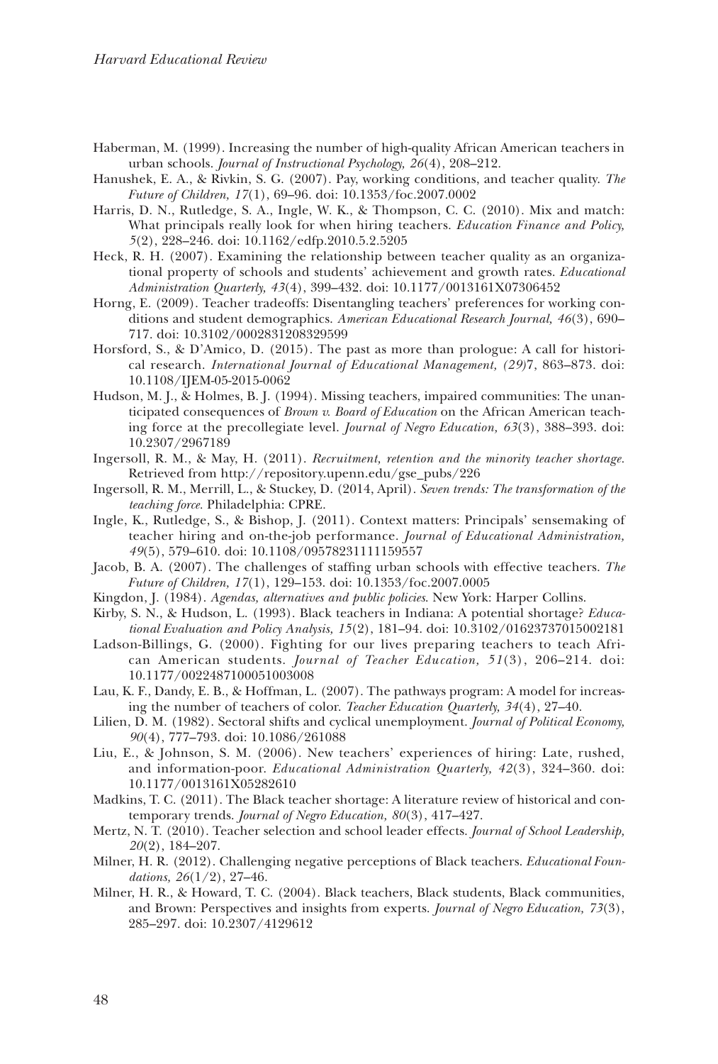Haberman, M. (1999). Increasing the number of high-quality African American teachers in urban schools. *Journal of Instructional Psychology, 26*(4), 208–212.

Hanushek, E. A., & Rivkin, S. G. (2007). Pay, working conditions, and teacher quality. *The Future of Children, 17*(1), 69–96. doi: 10.1353/foc.2007.0002

Harris, D. N., Rutledge, S. A., Ingle, W. K., & Thompson, C. C. (2010). Mix and match: What principals really look for when hiring teachers. *Education Finance and Policy, 5*(2), 228–246. doi: 10.1162/edfp.2010.5.2.5205

Heck, R. H. (2007). Examining the relationship between teacher quality as an organizational property of schools and students' achievement and growth rates. *Educational Administration Quarterly, 43*(4), 399–432. doi: 10.1177/0013161X07306452

Horng, E. (2009). Teacher tradeoffs: Disentangling teachers' preferences for working conditions and student demographics. *American Educational Research Journal, 46*(3), 690–717. doi: 10.3102/0002831208329599

Horsford, S., & D'Amico, D. (2015). The past as more than prologue: A call for historical research. *International Journal of Educational Management, (29)*7, 863–873. doi: 10.1108/IJEM-05-2015-0062

Hudson, M. J., & Holmes, B. J. (1994). Missing teachers, impaired communities: The unanticipated consequences of *Brown v. Board of Education* on the African American teaching force at the precollegiate level. *Journal of Negro Education, 63*(3), 388–393. doi: 10.2307/2967189

Ingersoll, R. M., & May, H. (2011). *Recruitment, retention and the minority teacher shortage.* Retrieved from http://repository.upenn.edu/gse_pubs/226

Ingersoll, R. M., Merrill, L., & Stuckey, D. (2014, April). *Seven trends: The transformation of the teaching force.* Philadelphia: CPRE.

Ingle, K., Rutledge, S., & Bishop, J. (2011). Context matters: Principals' sensemaking of teacher hiring and on-the-job performance. *Journal of Educational Administration, 49*(5), 579–610. doi: 10.1108/09578231111159557

Jacob, B. A. (2007). The challenges of staffing urban schools with effective teachers. *The Future of Children, 17*(1), 129–153. doi: 10.1353/foc.2007.0005

Kingdon, J. (1984). *Agendas, alternatives and public policies*. New York: Harper Collins.

Kirby, S. N., & Hudson, L. (1993). Black teachers in Indiana: A potential shortage? *Educational Evaluation and Policy Analysis, 15*(2), 181–94. doi: 10.3102/01623737015002181

Ladson-Billings, G. (2000). Fighting for our lives preparing teachers to teach African American students. *Journal of Teacher Education, 51*(3), 206–214. doi: 10.1177/0022487100051003008

Lau, K. F., Dandy, E. B., & Hoffman, L. (2007). The pathways program: A model for increasing the number of teachers of color. *Teacher Education Quarterly, 34*(4), 27–40.

Lilien, D. M. (1982). Sectoral shifts and cyclical unemployment. *Journal of Political Economy, 90*(4), 777–793. doi: 10.1086/261088

Liu, E., & Johnson, S. M. (2006). New teachers' experiences of hiring: Late, rushed, and information-poor. *Educational Administration Quarterly, 42*(3), 324–360. doi: 10.1177/0013161X05282610

Madkins, T. C. (2011). The Black teacher shortage: A literature review of historical and contemporary trends. *Journal of Negro Education, 80*(3), 417–427.

Mertz, N. T. (2010). Teacher selection and school leader effects. *Journal of School Leadership, 20*(2), 184–207.

Milner, H. R. (2012). Challenging negative perceptions of Black teachers. *Educational Foundations, 26*(1/2), 27–46.

Milner, H. R., & Howard, T. C. (2004). Black teachers, Black students, Black communities, and Brown: Perspectives and insights from experts. *Journal of Negro Education, 73*(3), 285–297. doi: 10.2307/4129612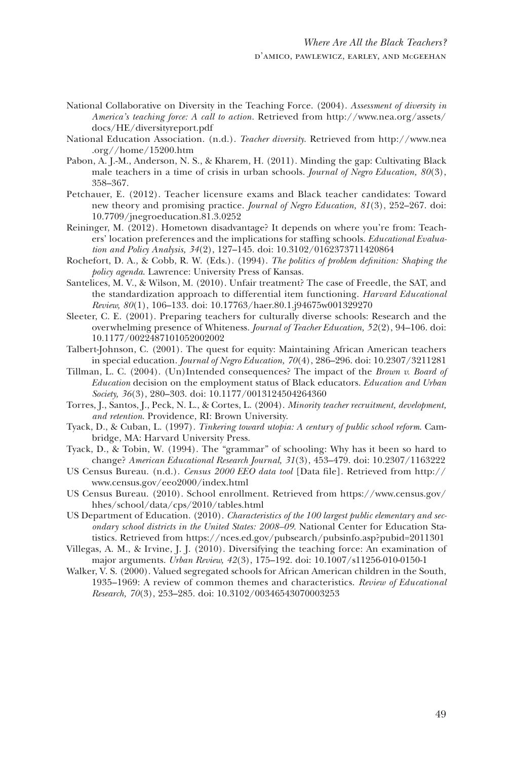National Collaborative on Diversity in the Teaching Force. (2004). *Assessment of diversity in America's teaching force: A call to action*. Retrieved from http://www.nea.org/assets/docs/HE/diversityreport.pdf

National Education Association. (n.d.). *Teacher diversity*. Retrieved from http://www.nea.org//home/15200.htm

Pabon, A. J.-M., Anderson, N. S., & Kharem, H. (2011). Minding the gap: Cultivating Black male teachers in a time of crisis in urban schools. *Journal of Negro Education, 80*(3), 358–367.

Petchauer, E. (2012). Teacher licensure exams and Black teacher candidates: Toward new theory and promising practice. *Journal of Negro Education, 81*(3), 252–267. doi: 10.7709/jnegroeducation.81.3.0252

Reininger, M. (2012). Hometown disadvantage? It depends on where you're from: Teachers' location preferences and the implications for staffing schools. *Educational Evaluation and Policy Analysis, 34*(2), 127–145. doi: 10.3102/0162373711420864

Rochefort, D. A., & Cobb, R. W. (Eds.). (1994). *The politics of problem definition: Shaping the policy agenda*. Lawrence: University Press of Kansas.

Santelices, M. V., & Wilson, M. (2010). Unfair treatment? The case of Freedle, the SAT, and the standardization approach to differential item functioning. *Harvard Educational Review, 80*(1), 106–133. doi: 10.17763/haer.80.1.j94675w001329270

Sleeter, C. E. (2001). Preparing teachers for culturally diverse schools: Research and the overwhelming presence of Whiteness. *Journal of Teacher Education, 52*(2), 94–106. doi: 10.1177/0022487101052002002

Talbert-Johnson, C. (2001). The quest for equity: Maintaining African American teachers in special education. *Journal of Negro Education, 70*(4), 286–296. doi: 10.2307/3211281

Tillman, L. C. (2004). (Un)Intended consequences? The impact of the *Brown v. Board of Education* decision on the employment status of Black educators. *Education and Urban Society, 36*(3), 280–303. doi: 10.1177/0013124504264360

Torres, J., Santos, J., Peck, N. L., & Cortes, L. (2004). *Minority teacher recruitment, development, and retention*. Providence, RI: Brown University.

Tyack, D., & Cuban, L. (1997). *Tinkering toward utopia: A century of public school reform*. Cambridge, MA: Harvard University Press.

Tyack, D., & Tobin, W. (1994). The "grammar" of schooling: Why has it been so hard to change? *American Educational Research Journal, 31*(3), 453–479. doi: 10.2307/1163222

US Census Bureau. (n.d.). *Census 2000 EEO data tool* [Data file]. Retrieved from http://www.census.gov/eeo2000/index.html

US Census Bureau. (2010). School enrollment. Retrieved from https://www.census.gov/hhes/school/data/cps/2010/tables.html

US Department of Education. (2010). *Characteristics of the 100 largest public elementary and secondary school districts in the United States: 2008–09*. National Center for Education Statistics. Retrieved from https://nces.ed.gov/pubsearch/pubsinfo.asp?pubid=2011301

Villegas, A. M., & Irvine, J. J. (2010). Diversifying the teaching force: An examination of major arguments. *Urban Review, 42*(3), 175–192. doi: 10.1007/s11256-010-0150-1

Walker, V. S. (2000). Valued segregated schools for African American children in the South, 1935–1969: A review of common themes and characteristics. *Review of Educational Research, 70*(3), 253–285. doi: 10.3102/00346543070003253